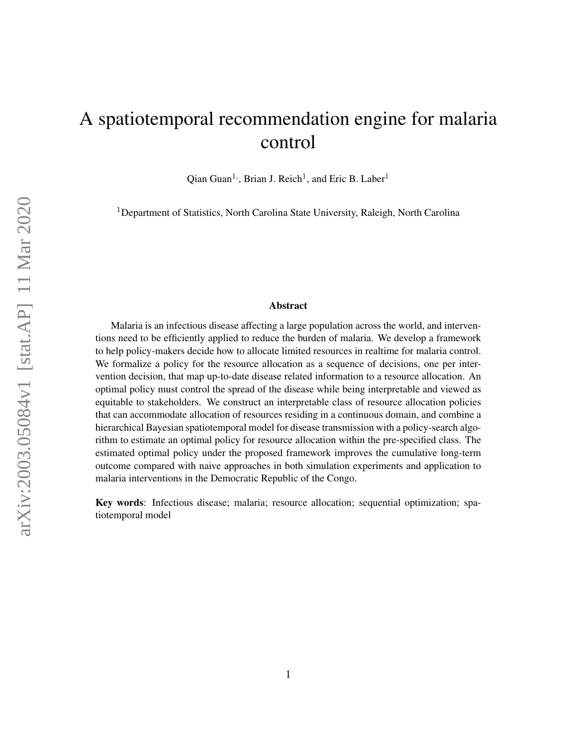# A spatiotemporal recommendation engine for malaria control

Qian Guan[1], Brian J. Reich[1], and Eric B. Laber[1]

[1]Department of Statistics, North Carolina State University, Raleigh, North Carolina

## Abstract

Malaria is an infectious disease affecting a large population across the world, and interventions need to be efficiently applied to reduce the burden of malaria. We develop a framework to help policy-makers decide how to allocate limited resources in realtime for malaria control. We formalize a policy for the resource allocation as a sequence of decisions, one per intervention decision, that map up-to-date disease related information to a resource allocation. An optimal policy must control the spread of the disease while being interpretable and viewed as equitable to stakeholders. We construct an interpretable class of resource allocation policies that can accommodate allocation of resources residing in a continuous domain, and combine a hierarchical Bayesian spatiotemporal model for disease transmission with a policy-search algorithm to estimate an optimal policy for resource allocation within the pre-specified class. The estimated optimal policy under the proposed framework improves the cumulative long-term outcome compared with naive approaches in both simulation experiments and application to malaria interventions in the Democratic Republic of the Congo.

**Key words**: Infectious disease; malaria; resource allocation; sequential optimization; spatiotemporal model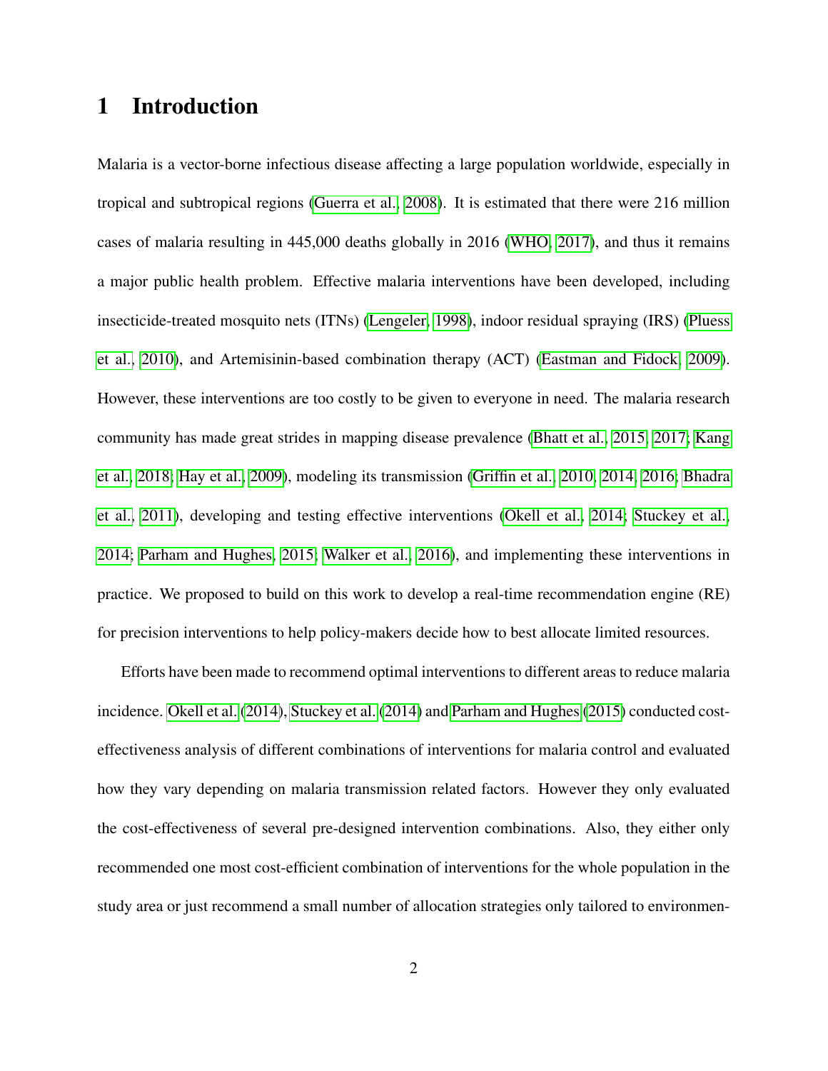# 1 Introduction

Malaria is a vector-borne infectious disease affecting a large population worldwide, especially in tropical and subtropical regions (Guerra et al., 2008). It is estimated that there were 216 million cases of malaria resulting in 445,000 deaths globally in 2016 (WHO, 2017), and thus it remains a major public health problem. Effective malaria interventions have been developed, including insecticide-treated mosquito nets (ITNs) (Lengeler, 1998), indoor residual spraying (IRS) (Pluess et al., 2010), and Artemisinin-based combination therapy (ACT) (Eastman and Fidock, 2009). However, these interventions are too costly to be given to everyone in need. The malaria research community has made great strides in mapping disease prevalence (Bhatt et al., 2015, 2017; Kang et al., 2018; Hay et al., 2009), modeling its transmission (Griffin et al., 2010, 2014, 2016; Bhadra et al., 2011), developing and testing effective interventions (Okell et al., 2014; Stuckey et al., 2014; Parham and Hughes, 2015; Walker et al., 2016), and implementing these interventions in practice. We proposed to build on this work to develop a real-time recommendation engine (RE) for precision interventions to help policy-makers decide how to best allocate limited resources.

Efforts have been made to recommend optimal interventions to different areas to reduce malaria incidence. Okell et al. (2014), Stuckey et al. (2014) and Parham and Hughes (2015) conducted cost-effectiveness analysis of different combinations of interventions for malaria control and evaluated how they vary depending on malaria transmission related factors. However they only evaluated the cost-effectiveness of several pre-designed intervention combinations. Also, they either only recommended one most cost-efficient combination of interventions for the whole population in the study area or just recommend a small number of allocation strategies only tailored to environmen-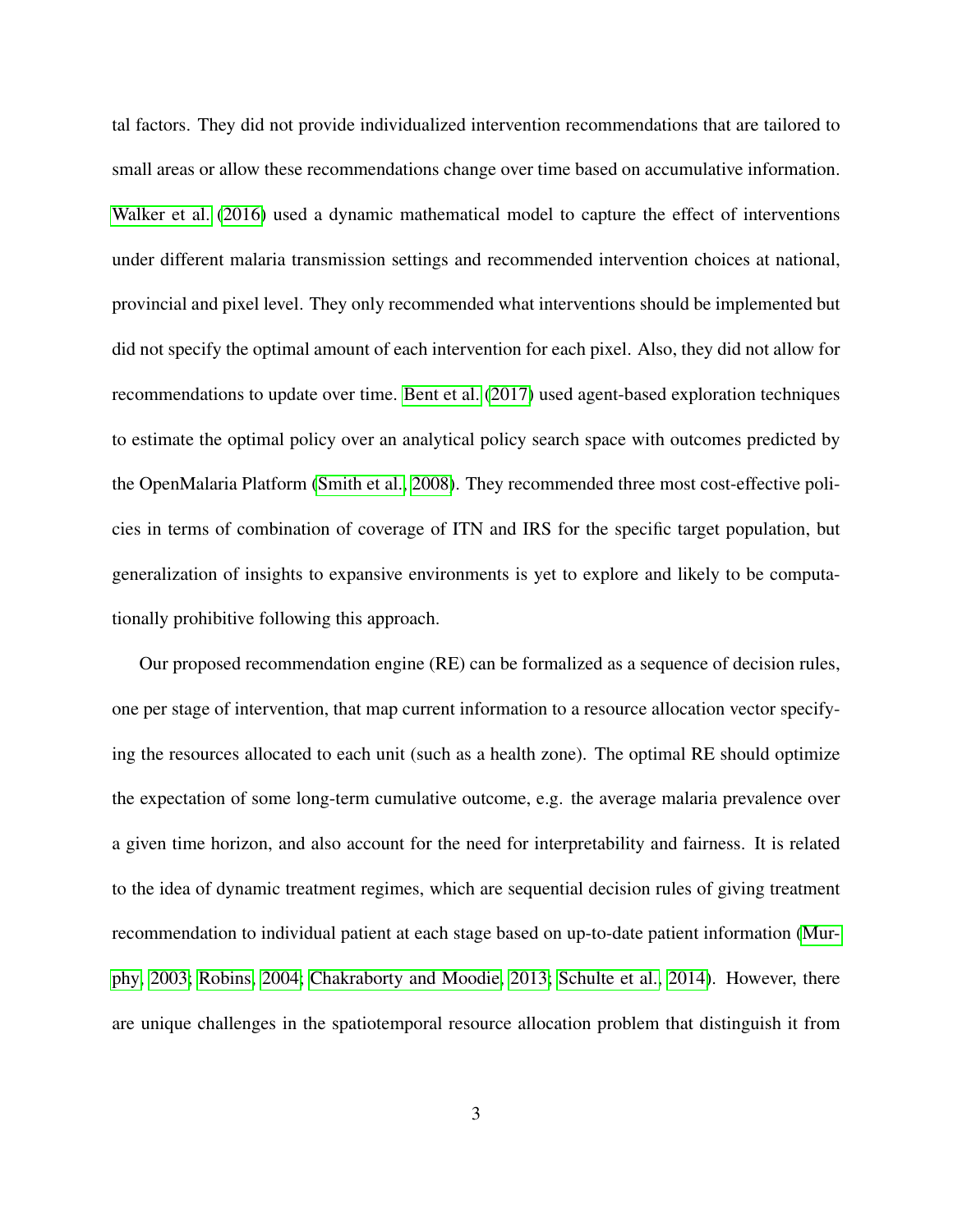tal factors. They did not provide individualized intervention recommendations that are tailored to small areas or allow these recommendations change over time based on accumulative information. Walker et al. (2016) used a dynamic mathematical model to capture the effect of interventions under different malaria transmission settings and recommended intervention choices at national, provincial and pixel level. They only recommended what interventions should be implemented but did not specify the optimal amount of each intervention for each pixel. Also, they did not allow for recommendations to update over time. Bent et al. (2017) used agent-based exploration techniques to estimate the optimal policy over an analytical policy search space with outcomes predicted by the OpenMalaria Platform (Smith et al., 2008). They recommended three most cost-effective policies in terms of combination of coverage of ITN and IRS for the specific target population, but generalization of insights to expansive environments is yet to explore and likely to be computationally prohibitive following this approach.

Our proposed recommendation engine (RE) can be formalized as a sequence of decision rules, one per stage of intervention, that map current information to a resource allocation vector specifying the resources allocated to each unit (such as a health zone). The optimal RE should optimize the expectation of some long-term cumulative outcome, e.g. the average malaria prevalence over a given time horizon, and also account for the need for interpretability and fairness. It is related to the idea of dynamic treatment regimes, which are sequential decision rules of giving treatment recommendation to individual patient at each stage based on up-to-date patient information (Murphy, 2003; Robins, 2004; Chakraborty and Moodie, 2013; Schulte et al., 2014). However, there are unique challenges in the spatiotemporal resource allocation problem that distinguish it from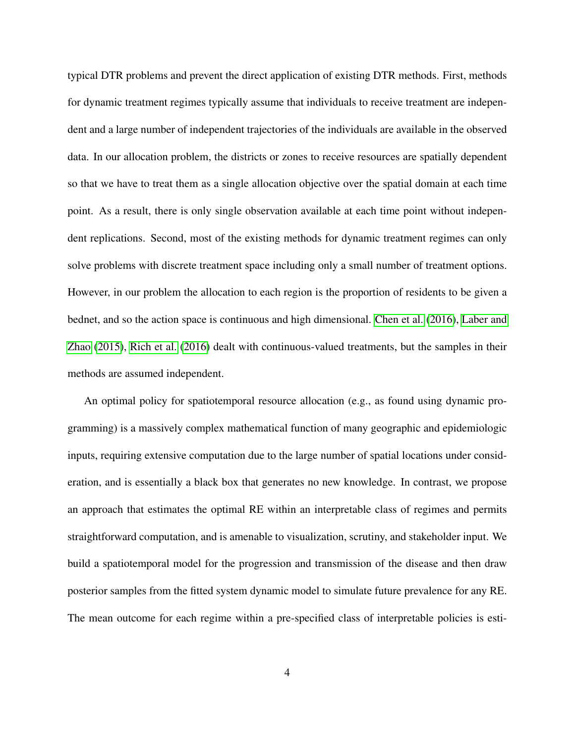typical DTR problems and prevent the direct application of existing DTR methods. First, methods for dynamic treatment regimes typically assume that individuals to receive treatment are independent and a large number of independent trajectories of the individuals are available in the observed data. In our allocation problem, the districts or zones to receive resources are spatially dependent so that we have to treat them as a single allocation objective over the spatial domain at each time point. As a result, there is only single observation available at each time point without independent replications. Second, most of the existing methods for dynamic treatment regimes can only solve problems with discrete treatment space including only a small number of treatment options. However, in our problem the allocation to each region is the proportion of residents to be given a bednet, and so the action space is continuous and high dimensional. Chen et al. (2016), Laber and Zhao (2015), Rich et al. (2016) dealt with continuous-valued treatments, but the samples in their methods are assumed independent.

An optimal policy for spatiotemporal resource allocation (e.g., as found using dynamic programming) is a massively complex mathematical function of many geographic and epidemiologic inputs, requiring extensive computation due to the large number of spatial locations under consideration, and is essentially a black box that generates no new knowledge. In contrast, we propose an approach that estimates the optimal RE within an interpretable class of regimes and permits straightforward computation, and is amenable to visualization, scrutiny, and stakeholder input. We build a spatiotemporal model for the progression and transmission of the disease and then draw posterior samples from the fitted system dynamic model to simulate future prevalence for any RE. The mean outcome for each regime within a pre-specified class of interpretable policies is esti-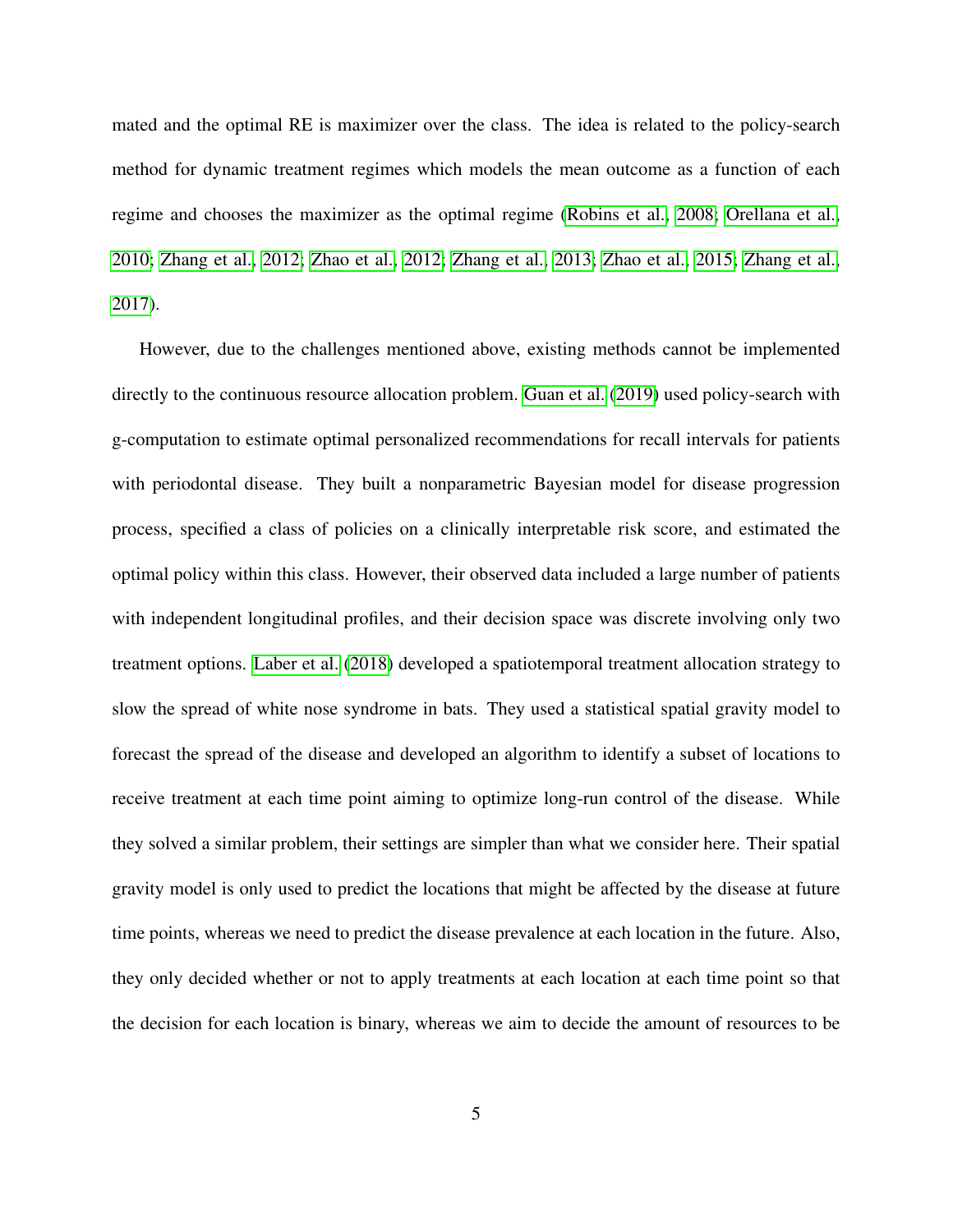mated and the optimal RE is maximizer over the class. The idea is related to the policy-search method for dynamic treatment regimes which models the mean outcome as a function of each regime and chooses the maximizer as the optimal regime (Robins et al., 2008; Orellana et al., 2010; Zhang et al., 2012; Zhao et al., 2012; Zhang et al., 2013; Zhao et al., 2015; Zhang et al., 2017).

However, due to the challenges mentioned above, existing methods cannot be implemented directly to the continuous resource allocation problem. Guan et al. (2019) used policy-search with g-computation to estimate optimal personalized recommendations for recall intervals for patients with periodontal disease. They built a nonparametric Bayesian model for disease progression process, specified a class of policies on a clinically interpretable risk score, and estimated the optimal policy within this class. However, their observed data included a large number of patients with independent longitudinal profiles, and their decision space was discrete involving only two treatment options. Laber et al. (2018) developed a spatiotemporal treatment allocation strategy to slow the spread of white nose syndrome in bats. They used a statistical spatial gravity model to forecast the spread of the disease and developed an algorithm to identify a subset of locations to receive treatment at each time point aiming to optimize long-run control of the disease. While they solved a similar problem, their settings are simpler than what we consider here. Their spatial gravity model is only used to predict the locations that might be affected by the disease at future time points, whereas we need to predict the disease prevalence at each location in the future. Also, they only decided whether or not to apply treatments at each location at each time point so that the decision for each location is binary, whereas we aim to decide the amount of resources to be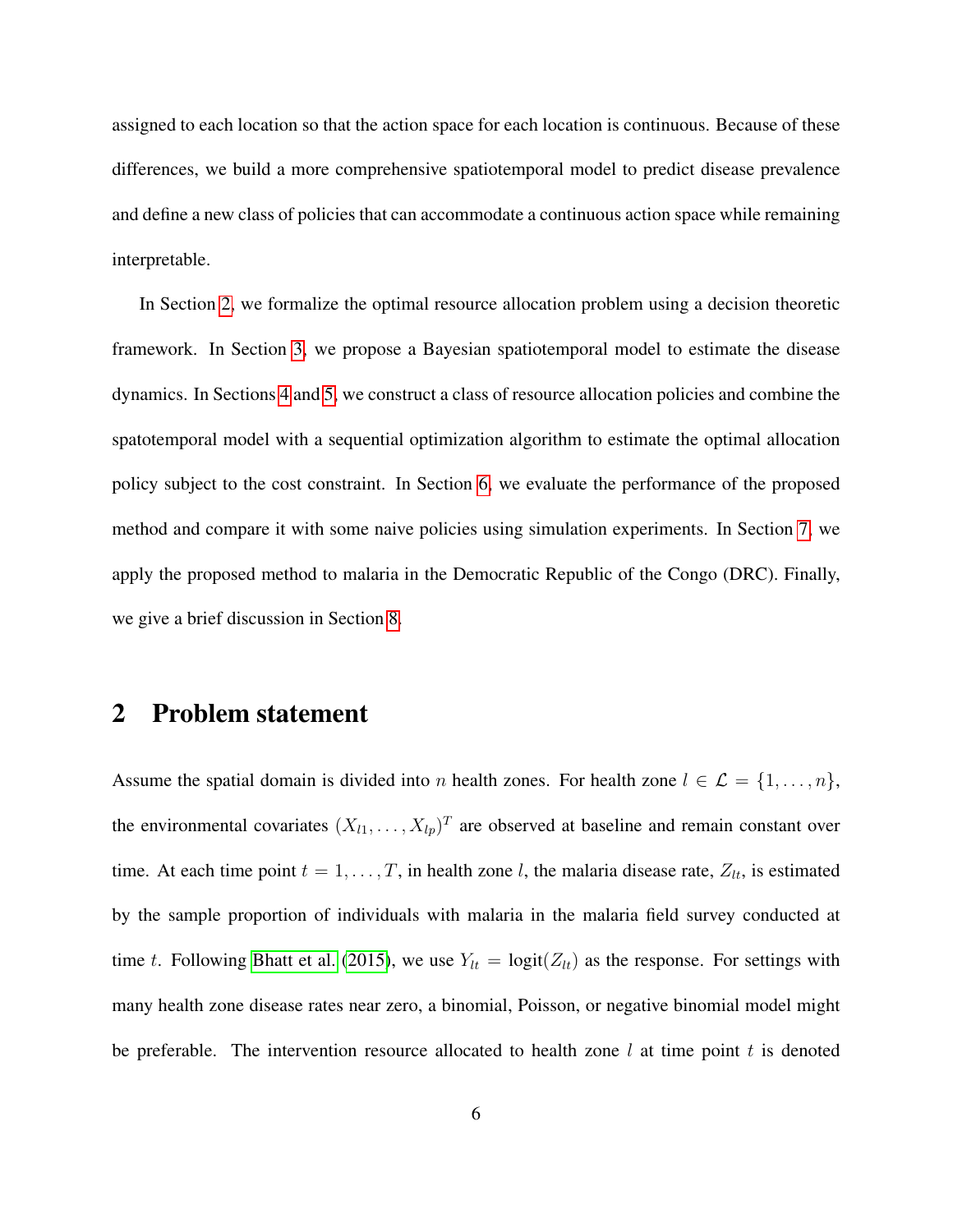assigned to each location so that the action space for each location is continuous. Because of these differences, we build a more comprehensive spatiotemporal model to predict disease prevalence and define a new class of policies that can accommodate a continuous action space while remaining interpretable.

In Section 2, we formalize the optimal resource allocation problem using a decision theoretic framework. In Section 3, we propose a Bayesian spatiotemporal model to estimate the disease dynamics. In Sections 4 and 5, we construct a class of resource allocation policies and combine the spatotemporal model with a sequential optimization algorithm to estimate the optimal allocation policy subject to the cost constraint. In Section 6, we evaluate the performance of the proposed method and compare it with some naive policies using simulation experiments. In Section 7, we apply the proposed method to malaria in the Democratic Republic of the Congo (DRC). Finally, we give a brief discussion in Section 8.

## 2 Problem statement

Assume the spatial domain is divided into $n$ health zones. For health zone $l \in \mathcal{L} = \{1, \ldots, n\}$, the environmental covariates $(X_{l1}, \ldots, X_{lp})^T$ are observed at baseline and remain constant over time. At each time point $t = 1, \ldots, T$, in health zone $l$, the malaria disease rate, $Z_{lt}$, is estimated by the sample proportion of individuals with malaria in the malaria field survey conducted at time $t$. Following Bhatt et al. (2015), we use $Y_{lt} = \text{logit}(Z_{lt})$ as the response. For settings with many health zone disease rates near zero, a binomial, Poisson, or negative binomial model might be preferable. The intervention resource allocated to health zone $l$ at time point $t$ is denoted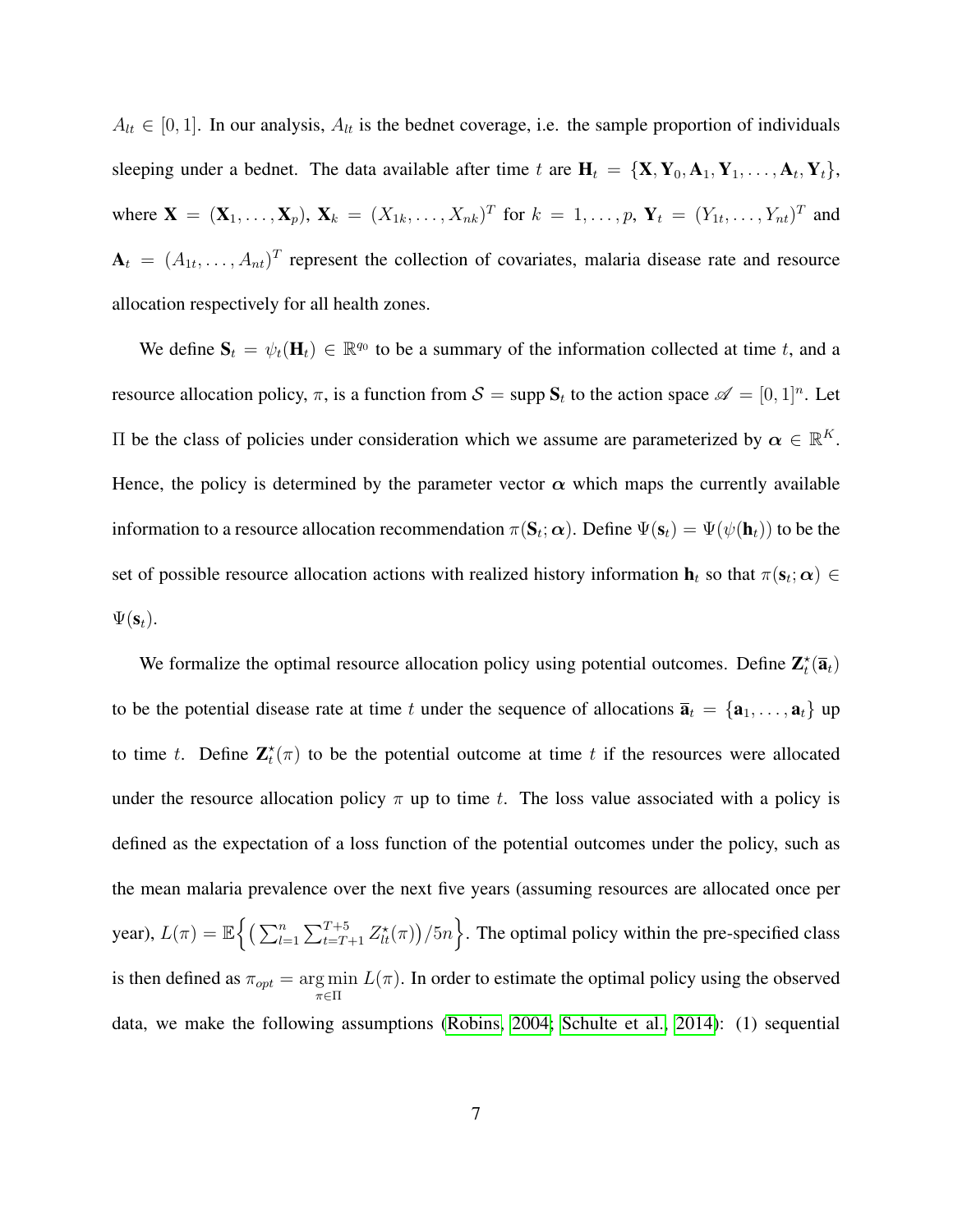$A_{lt} \in [0,1]$. In our analysis, $A_{lt}$ is the bednet coverage, i.e. the sample proportion of individuals sleeping under a bednet. The data available after time $t$ are $\mathbf{H}_t = \{\mathbf{X}, \mathbf{Y}_0, \mathbf{A}_1, \mathbf{Y}_1, \ldots, \mathbf{A}_t, \mathbf{Y}_t\}$, where $\mathbf{X} = (\mathbf{X}_1, \ldots, \mathbf{X}_p)$, $\mathbf{X}_k = (X_{1k}, \ldots, X_{nk})^T$ for $k = 1, \ldots, p$, $\mathbf{Y}_t = (Y_{1t}, \ldots, Y_{nt})^T$ and $\mathbf{A}_t = (A_{1t}, \ldots, A_{nt})^T$ represent the collection of covariates, malaria disease rate and resource allocation respectively for all health zones.

We define $\mathbf{S}_t = \psi_t(\mathbf{H}_t) \in \mathbb{R}^{q_0}$ to be a summary of the information collected at time $t$, and a resource allocation policy, $\pi$, is a function from $\mathcal{S} = \text{supp}\, \mathbf{S}_t$ to the action space $\mathscr{A} = [0,1]^n$. Let $\Pi$ be the class of policies under consideration which we assume are parameterized by $\boldsymbol{\alpha} \in \mathbb{R}^K$. Hence, the policy is determined by the parameter vector $\boldsymbol{\alpha}$ which maps the currently available information to a resource allocation recommendation $\pi(\mathbf{S}_t; \boldsymbol{\alpha})$. Define $\Psi(\mathbf{s}_t) = \Psi(\psi(\mathbf{h}_t))$ to be the set of possible resource allocation actions with realized history information $\mathbf{h}_t$ so that $\pi(\mathbf{s}_t; \boldsymbol{\alpha}) \in \Psi(\mathbf{s}_t)$.

We formalize the optimal resource allocation policy using potential outcomes. Define $\mathbf{Z}_t^{\star}(\overline{\mathbf{a}}_t)$ to be the potential disease rate at time $t$ under the sequence of allocations $\overline{\mathbf{a}}_t = \{\mathbf{a}_1, \ldots, \mathbf{a}_t\}$ up to time $t$. Define $\mathbf{Z}_t^{\star}(\pi)$ to be the potential outcome at time $t$ if the resources were allocated under the resource allocation policy $\pi$ up to time $t$. The loss value associated with a policy is defined as the expectation of a loss function of the potential outcomes under the policy, such as the mean malaria prevalence over the next five years (assuming resources are allocated once per year), $L(\pi) = \mathbb{E}\Big\{ \big( \sum_{l=1}^{n} \sum_{t=T+1}^{T+5} Z_{lt}^{\star}(\pi) \big) / 5n \Big\}$. The optimal policy within the pre-specified class is then defined as $\pi_{opt} = \underset{\pi \in \Pi}{\arg\min}\, L(\pi)$. In order to estimate the optimal policy using the observed data, we make the following assumptions (Robins, 2004; Schulte et al., 2014): (1) sequential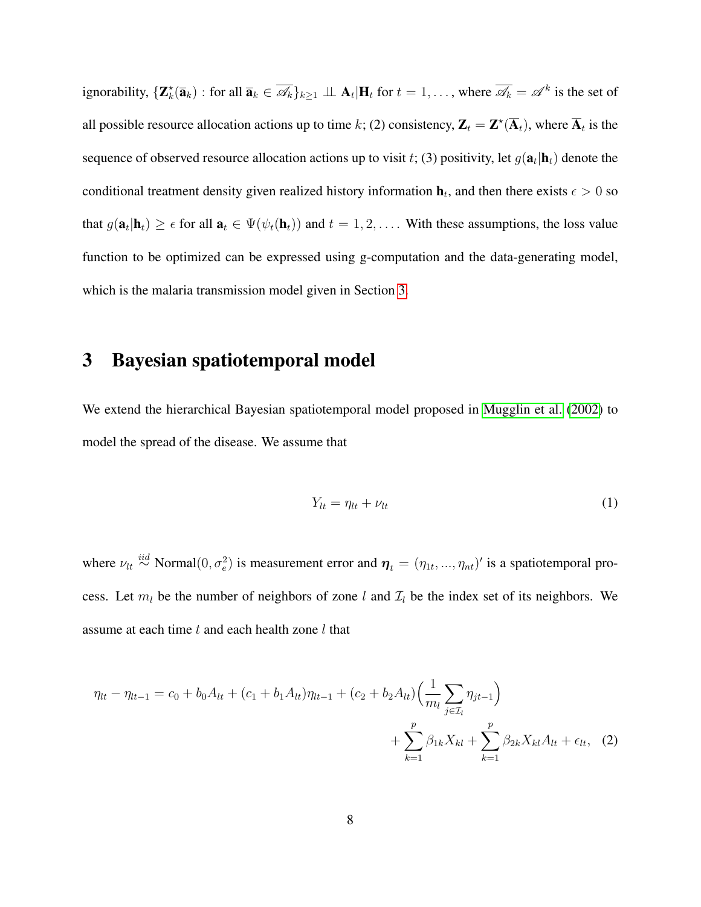ignorability, $\{\mathbf{Z}_k^\star(\overline{\mathbf{a}}_k) : \text{for all } \overline{\mathbf{a}}_k \in \overline{\mathscr{A}_k}\}_{k\geq 1} \perp\!\!\!\perp \mathbf{A}_t | \mathbf{H}_t$ for $t = 1, \ldots,$ where $\overline{\mathscr{A}_k} = \mathscr{A}^k$ is the set of all possible resource allocation actions up to time $k$; (2) consistency, $\mathbf{Z}_t = \mathbf{Z}^\star(\overline{\mathbf{A}}_t)$, where $\overline{\mathbf{A}}_t$ is the sequence of observed resource allocation actions up to visit $t$; (3) positivity, let $g(\mathbf{a}_t|\mathbf{h}_t)$ denote the conditional treatment density given realized history information $\mathbf{h}_t$, and then there exists $\epsilon > 0$ so that $g(\mathbf{a}_t|\mathbf{h}_t) \geq \epsilon$ for all $\mathbf{a}_t \in \Psi(\psi_t(\mathbf{h}_t))$ and $t = 1, 2, \ldots$. With these assumptions, the loss value function to be optimized can be expressed using g-computation and the data-generating model, which is the malaria transmission model given in Section 3.

# 3 Bayesian spatiotemporal model

We extend the hierarchical Bayesian spatiotemporal model proposed in Mugglin et al. (2002) to model the spread of the disease. We assume that

$$Y_{lt} = \eta_{lt} + \nu_{lt} \tag{1}$$

where $\nu_{lt} \overset{iid}{\sim} \text{Normal}(0, \sigma_e^2)$ is measurement error and $\boldsymbol{\eta}_t = (\eta_{1t}, ..., \eta_{nt})'$ is a spatiotemporal process. Let $m_l$ be the number of neighbors of zone $l$ and $\mathcal{I}_l$ be the index set of its neighbors. We assume at each time $t$ and each health zone $l$ that

$$\eta_{lt} - \eta_{lt-1} = c_0 + b_0 A_{lt} + (c_1 + b_1 A_{lt})\eta_{lt-1} + (c_2 + b_2 A_{lt})\Big(\frac{1}{m_l}\sum_{j\in\mathcal{I}_l}\eta_{jt-1}\Big) + \sum_{k=1}^{p}\beta_{1k}X_{kl} + \sum_{k=1}^{p}\beta_{2k}X_{kl}A_{lt} + \epsilon_{lt}, \tag{2}$$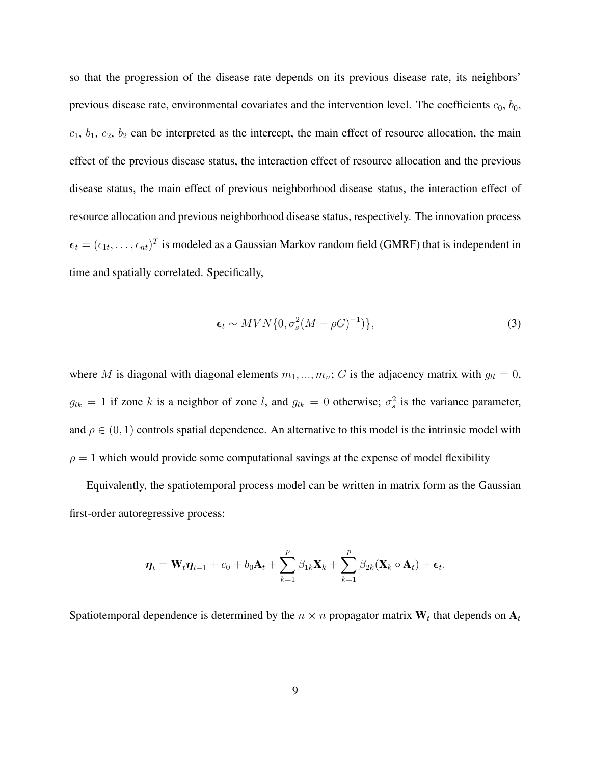so that the progression of the disease rate depends on its previous disease rate, its neighbors' previous disease rate, environmental covariates and the intervention level. The coefficients $c_0$, $b_0$, $c_1$, $b_1$, $c_2$, $b_2$ can be interpreted as the intercept, the main effect of resource allocation, the main effect of the previous disease status, the interaction effect of resource allocation and the previous disease status, the main effect of previous neighborhood disease status, the interaction effect of resource allocation and previous neighborhood disease status, respectively. The innovation process $\boldsymbol{\epsilon}_t = (\epsilon_{1t}, \ldots, \epsilon_{nt})^T$ is modeled as a Gaussian Markov random field (GMRF) that is independent in time and spatially correlated. Specifically,

$$\boldsymbol{\epsilon}_t \sim MVN\{0, \sigma_s^2(M - \rho G)^{-1})\}, \tag{3}$$

where $M$ is diagonal with diagonal elements $m_1, ..., m_n$; $G$ is the adjacency matrix with $g_{ll} = 0$, $g_{lk} = 1$ if zone $k$ is a neighbor of zone $l$, and $g_{lk} = 0$ otherwise; $\sigma_s^2$ is the variance parameter, and $\rho \in (0, 1)$ controls spatial dependence. An alternative to this model is the intrinsic model with $\rho = 1$ which would provide some computational savings at the expense of model flexibility

Equivalently, the spatiotemporal process model can be written in matrix form as the Gaussian first-order autoregressive process:

$$\boldsymbol{\eta}_t = \mathbf{W}_t \boldsymbol{\eta}_{t-1} + c_0 + b_0 \mathbf{A}_t + \sum_{k=1}^{p} \beta_{1k} \mathbf{X}_k + \sum_{k=1}^{p} \beta_{2k} (\mathbf{X}_k \circ \mathbf{A}_t) + \boldsymbol{\epsilon}_t.$$

Spatiotemporal dependence is determined by the $n \times n$ propagator matrix $\mathbf{W}_t$ that depends on $\mathbf{A}_t$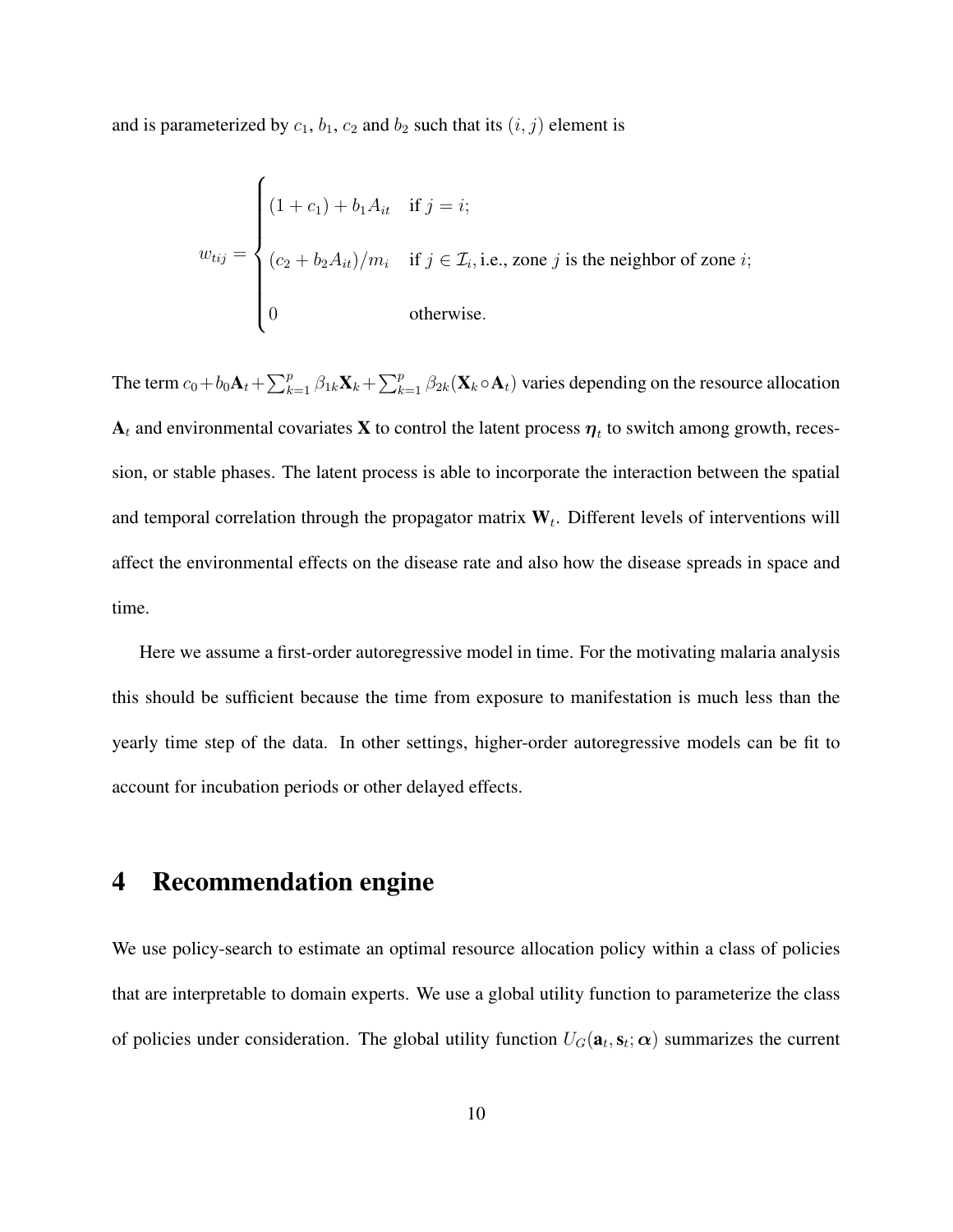and is parameterized by $c_1$, $b_1$, $c_2$ and $b_2$ such that its $(i, j)$ element is

$$
w_{tij} = \begin{cases} (1 + c_1) + b_1 A_{it} & \text{if } j = i; \\ (c_2 + b_2 A_{it})/m_i & \text{if } j \in \mathcal{I}_i, \text{i.e., zone } j \text{ is the neighbor of zone } i; \\ 0 & \text{otherwise}. \end{cases}
$$

The term $c_0 + b_0 \mathbf{A}_t + \sum_{k=1}^{p} \beta_{1k} \mathbf{X}_k + \sum_{k=1}^{p} \beta_{2k} (\mathbf{X}_k \circ \mathbf{A}_t)$ varies depending on the resource allocation $\mathbf{A}_t$ and environmental covariates $\mathbf{X}$ to control the latent process $\boldsymbol{\eta}_t$ to switch among growth, recession, or stable phases. The latent process is able to incorporate the interaction between the spatial and temporal correlation through the propagator matrix $\mathbf{W}_t$. Different levels of interventions will affect the environmental effects on the disease rate and also how the disease spreads in space and time.

Here we assume a first-order autoregressive model in time. For the motivating malaria analysis this should be sufficient because the time from exposure to manifestation is much less than the yearly time step of the data. In other settings, higher-order autoregressive models can be fit to account for incubation periods or other delayed effects.

# 4 Recommendation engine

We use policy-search to estimate an optimal resource allocation policy within a class of policies that are interpretable to domain experts. We use a global utility function to parameterize the class of policies under consideration. The global utility function $U_G(\mathbf{a}_t, \mathbf{s}_t; \boldsymbol{\alpha})$ summarizes the current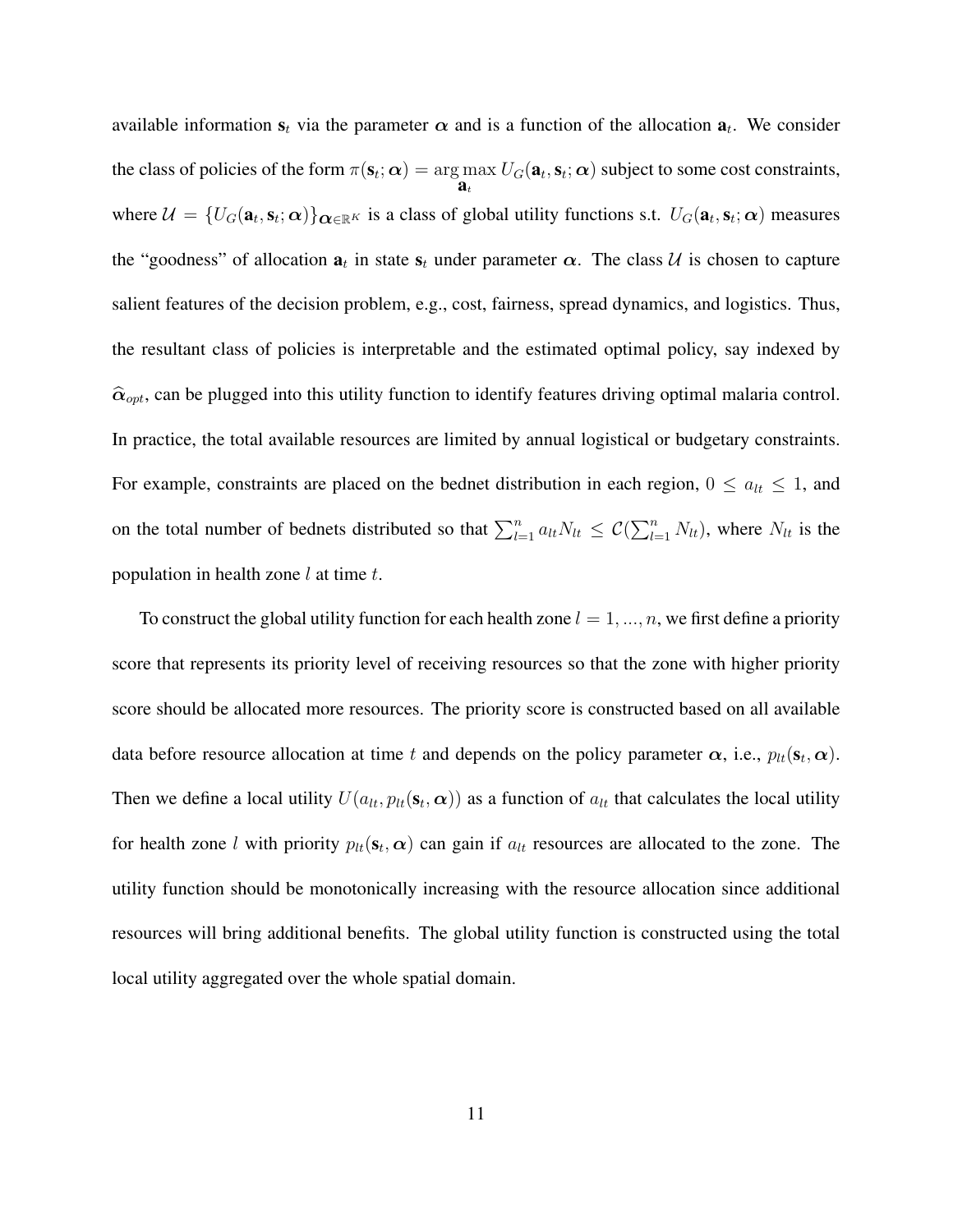available information $\mathbf{s}_t$ via the parameter $\boldsymbol{\alpha}$ and is a function of the allocation $\mathbf{a}_t$. We consider the class of policies of the form $\pi(\mathbf{s}_t; \boldsymbol{\alpha}) = \arg\max_{\mathbf{a}_t} U_G(\mathbf{a}_t, \mathbf{s}_t; \boldsymbol{\alpha})$ subject to some cost constraints, where $\mathcal{U} = \{U_G(\mathbf{a}_t, \mathbf{s}_t; \boldsymbol{\alpha})\}_{\boldsymbol{\alpha} \in \mathbb{R}^K}$ is a class of global utility functions s.t. $U_G(\mathbf{a}_t, \mathbf{s}_t; \boldsymbol{\alpha})$ measures the "goodness" of allocation $\mathbf{a}_t$ in state $\mathbf{s}_t$ under parameter $\boldsymbol{\alpha}$. The class $\mathcal{U}$ is chosen to capture salient features of the decision problem, e.g., cost, fairness, spread dynamics, and logistics. Thus, the resultant class of policies is interpretable and the estimated optimal policy, say indexed by $\widehat{\boldsymbol{\alpha}}_{opt}$, can be plugged into this utility function to identify features driving optimal malaria control. In practice, the total available resources are limited by annual logistical or budgetary constraints. For example, constraints are placed on the bednet distribution in each region, $0 \leq a_{lt} \leq 1$, and on the total number of bednets distributed so that $\sum_{l=1}^{n} a_{lt} N_{lt} \leq \mathcal{C}(\sum_{l=1}^{n} N_{lt})$, where $N_{lt}$ is the population in health zone $l$ at time $t$.

To construct the global utility function for each health zone $l = 1, ..., n$, we first define a priority score that represents its priority level of receiving resources so that the zone with higher priority score should be allocated more resources. The priority score is constructed based on all available data before resource allocation at time $t$ and depends on the policy parameter $\boldsymbol{\alpha}$, i.e., $p_{lt}(\mathbf{s}_t, \boldsymbol{\alpha})$. Then we define a local utility $U(a_{lt}, p_{lt}(\mathbf{s}_t, \boldsymbol{\alpha}))$ as a function of $a_{lt}$ that calculates the local utility for health zone $l$ with priority $p_{lt}(\mathbf{s}_t, \boldsymbol{\alpha})$ can gain if $a_{lt}$ resources are allocated to the zone. The utility function should be monotonically increasing with the resource allocation since additional resources will bring additional benefits. The global utility function is constructed using the total local utility aggregated over the whole spatial domain.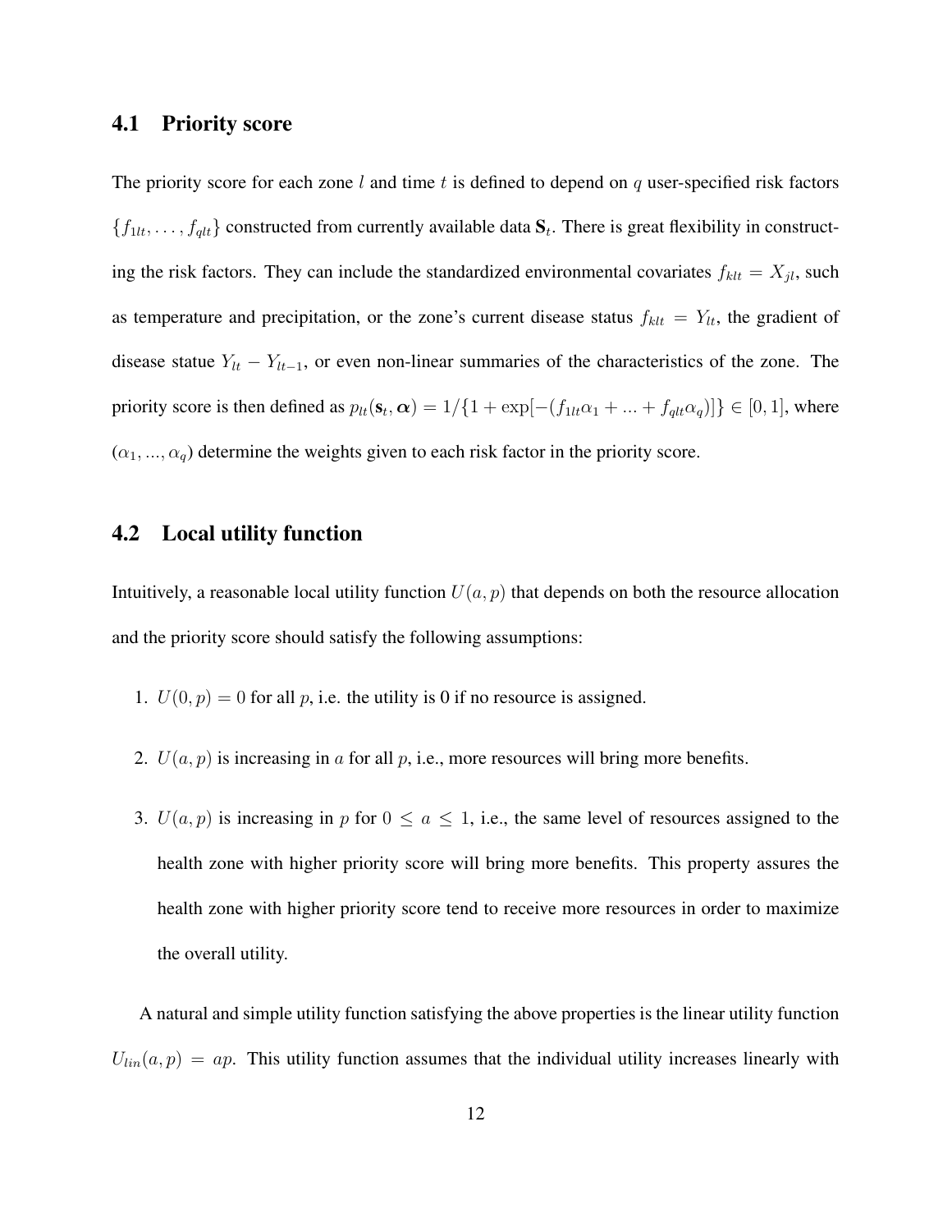## 4.1 Priority score

The priority score for each zone $l$ and time $t$ is defined to depend on $q$ user-specified risk factors $\{f_{1lt}, \ldots, f_{qlt}\}$ constructed from currently available data $\mathbf{S}_t$. There is great flexibility in constructing the risk factors. They can include the standardized environmental covariates $f_{klt} = X_{jl}$, such as temperature and precipitation, or the zone's current disease status $f_{klt} = Y_{lt}$, the gradient of disease statue $Y_{lt} - Y_{lt-1}$, or even non-linear summaries of the characteristics of the zone. The priority score is then defined as $p_{lt}(\mathbf{s}_t, \boldsymbol{\alpha}) = 1/\{1 + \exp[-(f_{1lt}\alpha_1 + ... + f_{qlt}\alpha_q)]\} \in [0, 1]$, where $(\alpha_1, ..., \alpha_q)$ determine the weights given to each risk factor in the priority score.

## 4.2 Local utility function

Intuitively, a reasonable local utility function $U(a, p)$ that depends on both the resource allocation and the priority score should satisfy the following assumptions:

1. $U(0, p) = 0$ for all $p$, i.e. the utility is 0 if no resource is assigned.
2. $U(a, p)$ is increasing in $a$ for all $p$, i.e., more resources will bring more benefits.
3. $U(a, p)$ is increasing in $p$ for $0 \leq a \leq 1$, i.e., the same level of resources assigned to the health zone with higher priority score will bring more benefits. This property assures the health zone with higher priority score tend to receive more resources in order to maximize the overall utility.

A natural and simple utility function satisfying the above properties is the linear utility function $U_{lin}(a, p) = ap$. This utility function assumes that the individual utility increases linearly with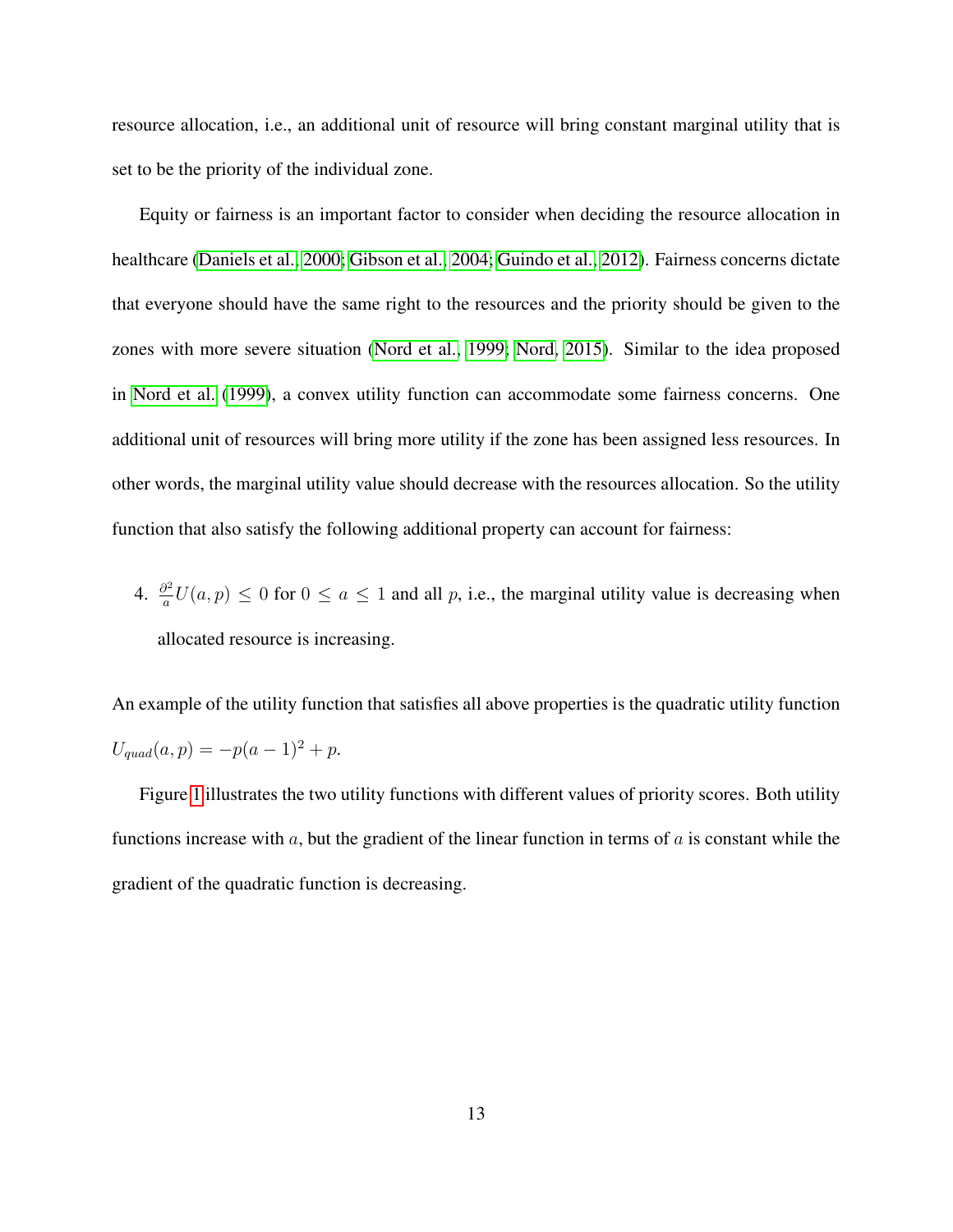resource allocation, i.e., an additional unit of resource will bring constant marginal utility that is set to be the priority of the individual zone.

Equity or fairness is an important factor to consider when deciding the resource allocation in healthcare (Daniels et al., 2000; Gibson et al., 2004; Guindo et al., 2012). Fairness concerns dictate that everyone should have the same right to the resources and the priority should be given to the zones with more severe situation (Nord et al., 1999; Nord, 2015). Similar to the idea proposed in Nord et al. (1999), a convex utility function can accommodate some fairness concerns. One additional unit of resources will bring more utility if the zone has been assigned less resources. In other words, the marginal utility value should decrease with the resources allocation. So the utility function that also satisfy the following additional property can account for fairness:

4. $\frac{\partial^2}{a} U(a, p) \leq 0$ for $0 \leq a \leq 1$ and all $p$, i.e., the marginal utility value is decreasing when allocated resource is increasing.

An example of the utility function that satisfies all above properties is the quadratic utility function $U_{quad}(a, p) = -p(a - 1)^2 + p$.

Figure 1 illustrates the two utility functions with different values of priority scores. Both utility functions increase with $a$, but the gradient of the linear function in terms of $a$ is constant while the gradient of the quadratic function is decreasing.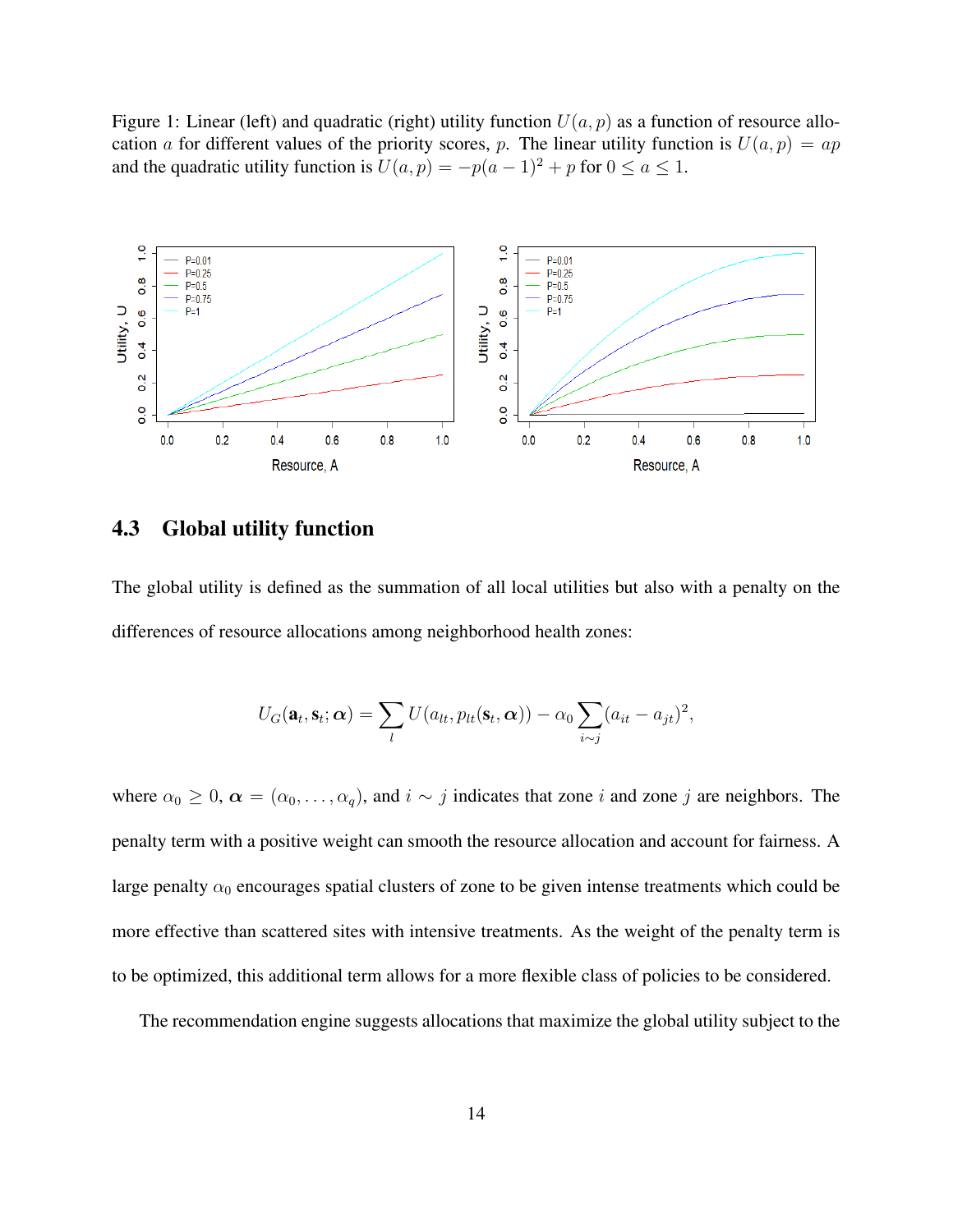Figure 1: Linear (left) and quadratic (right) utility function $U(a, p)$ as a function of resource allocation $a$ for different values of the priority scores, $p$. The linear utility function is $U(a, p) = ap$ and the quadratic utility function is $U(a, p) = -p(a-1)^2 + p$ for $0 \leq a \leq 1$.

## 4.3 Global utility function

The global utility is defined as the summation of all local utilities but also with a penalty on the differences of resource allocations among neighborhood health zones:

$$U_G(\mathbf{a}_t, \mathbf{s}_t; \boldsymbol{\alpha}) = \sum_l U(a_{lt}, p_{lt}(\mathbf{s}_t, \boldsymbol{\alpha})) - \alpha_0 \sum_{i \sim j} (a_{it} - a_{jt})^2,$$

where $\alpha_0 \geq 0$, $\boldsymbol{\alpha} = (\alpha_0, \ldots, \alpha_q)$, and $i \sim j$ indicates that zone $i$ and zone $j$ are neighbors. The penalty term with a positive weight can smooth the resource allocation and account for fairness. A large penalty $\alpha_0$ encourages spatial clusters of zone to be given intense treatments which could be more effective than scattered sites with intensive treatments. As the weight of the penalty term is to be optimized, this additional term allows for a more flexible class of policies to be considered.

The recommendation engine suggests allocations that maximize the global utility subject to the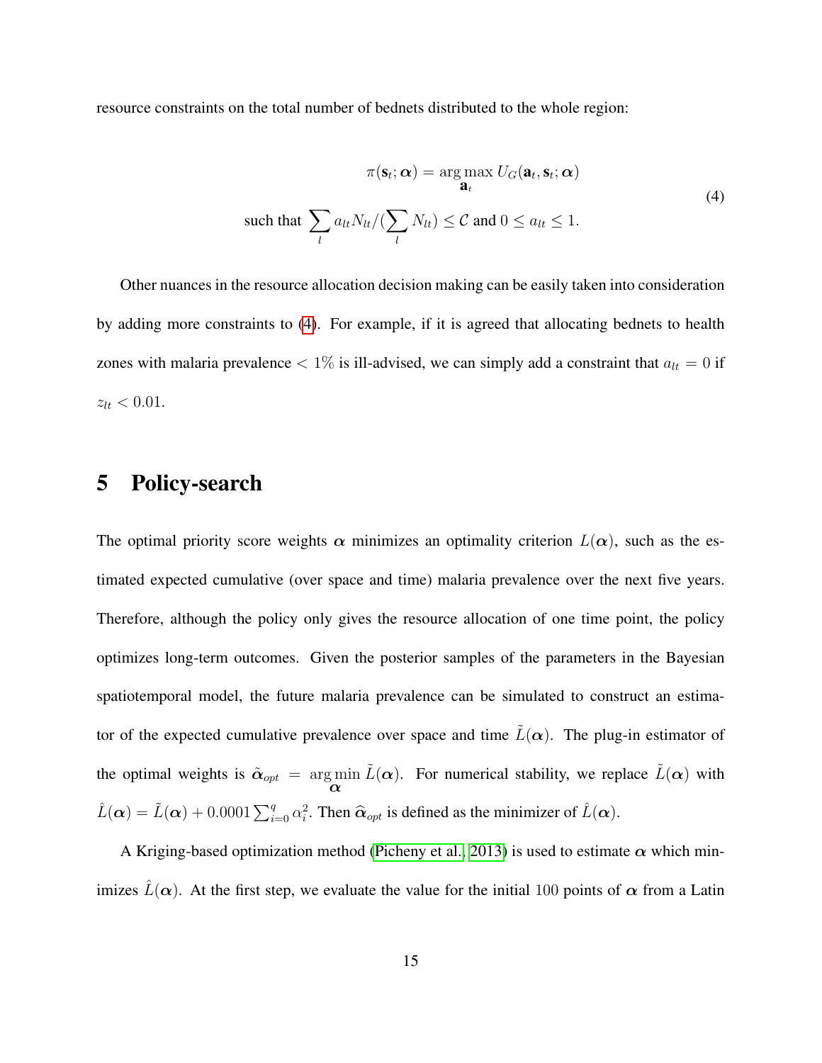resource constraints on the total number of bednets distributed to the whole region:

$$
\begin{aligned}
\pi(\mathbf{s}_t; \boldsymbol{\alpha}) &= \underset{\mathbf{a}_t}{\arg\max}\, U_G(\mathbf{a}_t, \mathbf{s}_t; \boldsymbol{\alpha}) \\
\text{such that } \sum_l a_{lt} N_{lt} / (\sum_l N_{lt}) &\leq \mathcal{C} \text{ and } 0 \leq a_{lt} \leq 1.
\end{aligned}
\tag{4}
$$

Other nuances in the resource allocation decision making can be easily taken into consideration by adding more constraints to (4). For example, if it is agreed that allocating bednets to health zones with malaria prevalence $< 1\%$ is ill-advised, we can simply add a constraint that $a_{lt} = 0$ if $z_{lt} < 0.01$.

# 5 Policy-search

The optimal priority score weights $\boldsymbol{\alpha}$ minimizes an optimality criterion $L(\boldsymbol{\alpha})$, such as the estimated expected cumulative (over space and time) malaria prevalence over the next five years. Therefore, although the policy only gives the resource allocation of one time point, the policy optimizes long-term outcomes. Given the posterior samples of the parameters in the Bayesian spatiotemporal model, the future malaria prevalence can be simulated to construct an estimator of the expected cumulative prevalence over space and time $\tilde{L}(\boldsymbol{\alpha})$. The plug-in estimator of the optimal weights is $\tilde{\boldsymbol{\alpha}}_{opt} = \underset{\boldsymbol{\alpha}}{\arg\min}\, \tilde{L}(\boldsymbol{\alpha})$. For numerical stability, we replace $\tilde{L}(\boldsymbol{\alpha})$ with $\hat{L}(\boldsymbol{\alpha}) = \tilde{L}(\boldsymbol{\alpha}) + 0.0001 \sum_{i=0}^{q} \alpha_i^2$. Then $\widehat{\boldsymbol{\alpha}}_{opt}$ is defined as the minimizer of $\hat{L}(\boldsymbol{\alpha})$.

A Kriging-based optimization method (Picheny et al., 2013) is used to estimate $\boldsymbol{\alpha}$ which minimizes $\hat{L}(\boldsymbol{\alpha})$. At the first step, we evaluate the value for the initial 100 points of $\boldsymbol{\alpha}$ from a Latin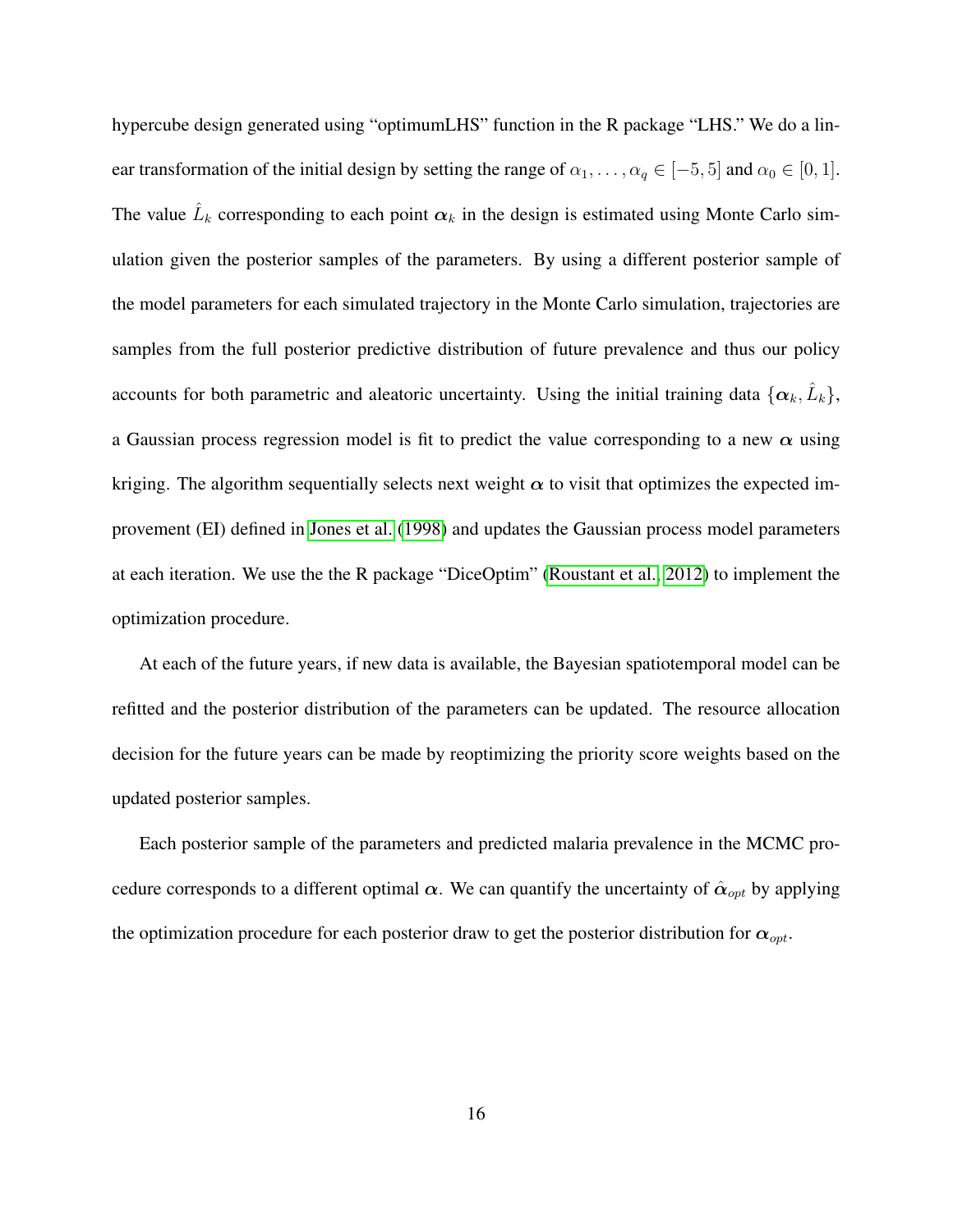hypercube design generated using "optimumLHS" function in the R package "LHS." We do a linear transformation of the initial design by setting the range of $\alpha_1, \ldots, \alpha_q \in [-5, 5]$ and $\alpha_0 \in [0, 1]$. The value $\hat{L}_k$ corresponding to each point $\boldsymbol{\alpha}_k$ in the design is estimated using Monte Carlo simulation given the posterior samples of the parameters. By using a different posterior sample of the model parameters for each simulated trajectory in the Monte Carlo simulation, trajectories are samples from the full posterior predictive distribution of future prevalence and thus our policy accounts for both parametric and aleatoric uncertainty. Using the initial training data $\{\boldsymbol{\alpha}_k, \hat{L}_k\}$, a Gaussian process regression model is fit to predict the value corresponding to a new $\boldsymbol{\alpha}$ using kriging. The algorithm sequentially selects next weight $\boldsymbol{\alpha}$ to visit that optimizes the expected improvement (EI) defined in Jones et al. (1998) and updates the Gaussian process model parameters at each iteration. We use the the R package "DiceOptim" (Roustant et al., 2012) to implement the optimization procedure.

At each of the future years, if new data is available, the Bayesian spatiotemporal model can be refitted and the posterior distribution of the parameters can be updated. The resource allocation decision for the future years can be made by reoptimizing the priority score weights based on the updated posterior samples.

Each posterior sample of the parameters and predicted malaria prevalence in the MCMC procedure corresponds to a different optimal $\boldsymbol{\alpha}$. We can quantify the uncertainty of $\hat{\boldsymbol{\alpha}}_{opt}$ by applying the optimization procedure for each posterior draw to get the posterior distribution for $\boldsymbol{\alpha}_{opt}$.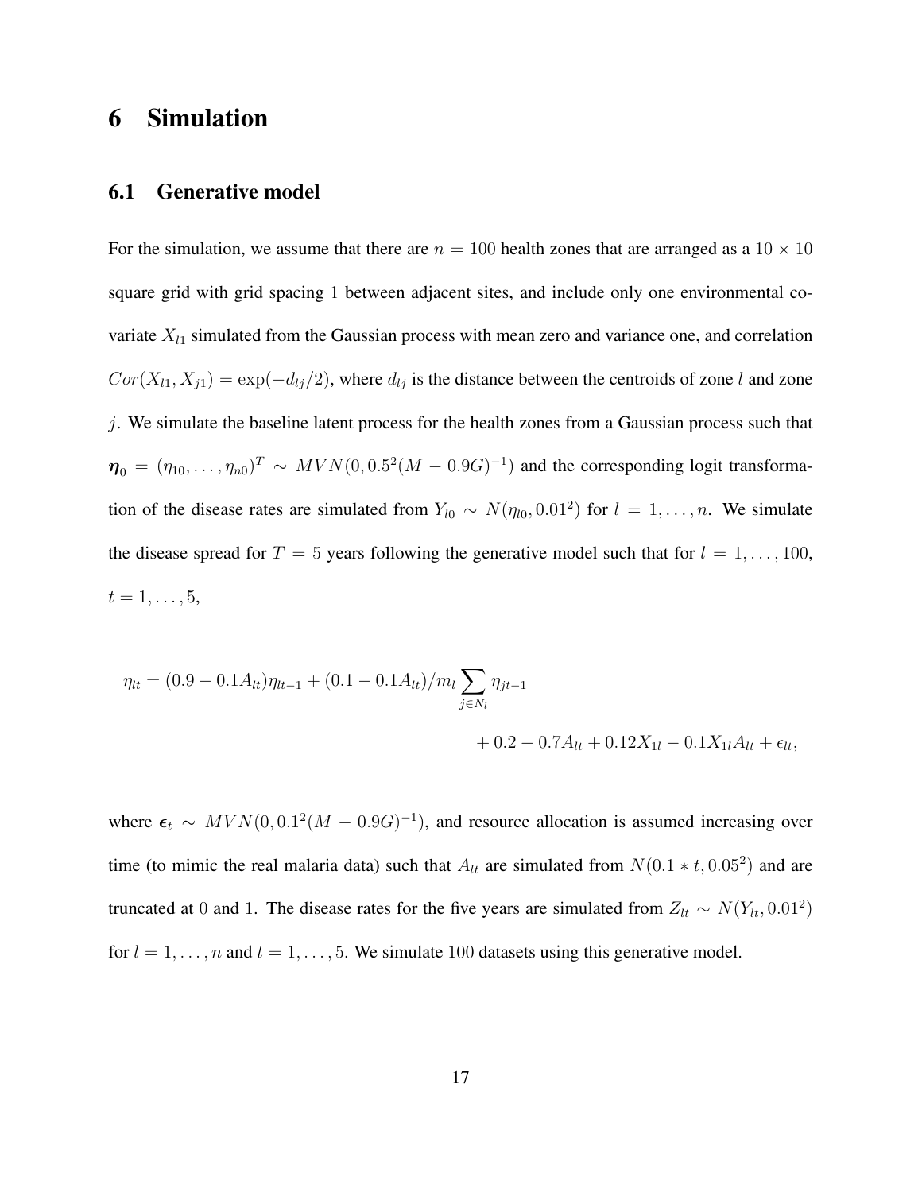# 6 Simulation

## 6.1 Generative model

For the simulation, we assume that there are $n = 100$ health zones that are arranged as a $10 \times 10$ square grid with grid spacing 1 between adjacent sites, and include only one environmental covariate $X_{l1}$ simulated from the Gaussian process with mean zero and variance one, and correlation $Cor(X_{l1}, X_{j1}) = \exp(-d_{lj}/2)$, where $d_{lj}$ is the distance between the centroids of zone $l$ and zone $j$. We simulate the baseline latent process for the health zones from a Gaussian process such that $\boldsymbol{\eta}_0 = (\eta_{10}, \ldots, \eta_{n0})^T \sim MVN(0, 0.5^2(M - 0.9G)^{-1})$ and the corresponding logit transformation of the disease rates are simulated from $Y_{l0} \sim N(\eta_{l0}, 0.01^2)$ for $l = 1, \ldots, n$. We simulate the disease spread for $T = 5$ years following the generative model such that for $l = 1, \ldots, 100$, $t = 1, \ldots, 5$,

$$
\begin{aligned}
\eta_{lt} = (0.9 - 0.1A_{lt})\eta_{lt-1} + (0.1 - 0.1A_{lt})/m_l \sum_{j \in N_l} \eta_{jt-1} \\
+ 0.2 - 0.7A_{lt} + 0.12X_{1l} - 0.1X_{1l}A_{lt} + \epsilon_{lt},
\end{aligned}
$$

where $\boldsymbol{\epsilon}_t \sim MVN(0, 0.1^2(M - 0.9G)^{-1})$, and resource allocation is assumed increasing over time (to mimic the real malaria data) such that $A_{lt}$ are simulated from $N(0.1 * t, 0.05^2)$ and are truncated at 0 and 1. The disease rates for the five years are simulated from $Z_{lt} \sim N(Y_{lt}, 0.01^2)$ for $l = 1, \ldots, n$ and $t = 1, \ldots, 5$. We simulate 100 datasets using this generative model.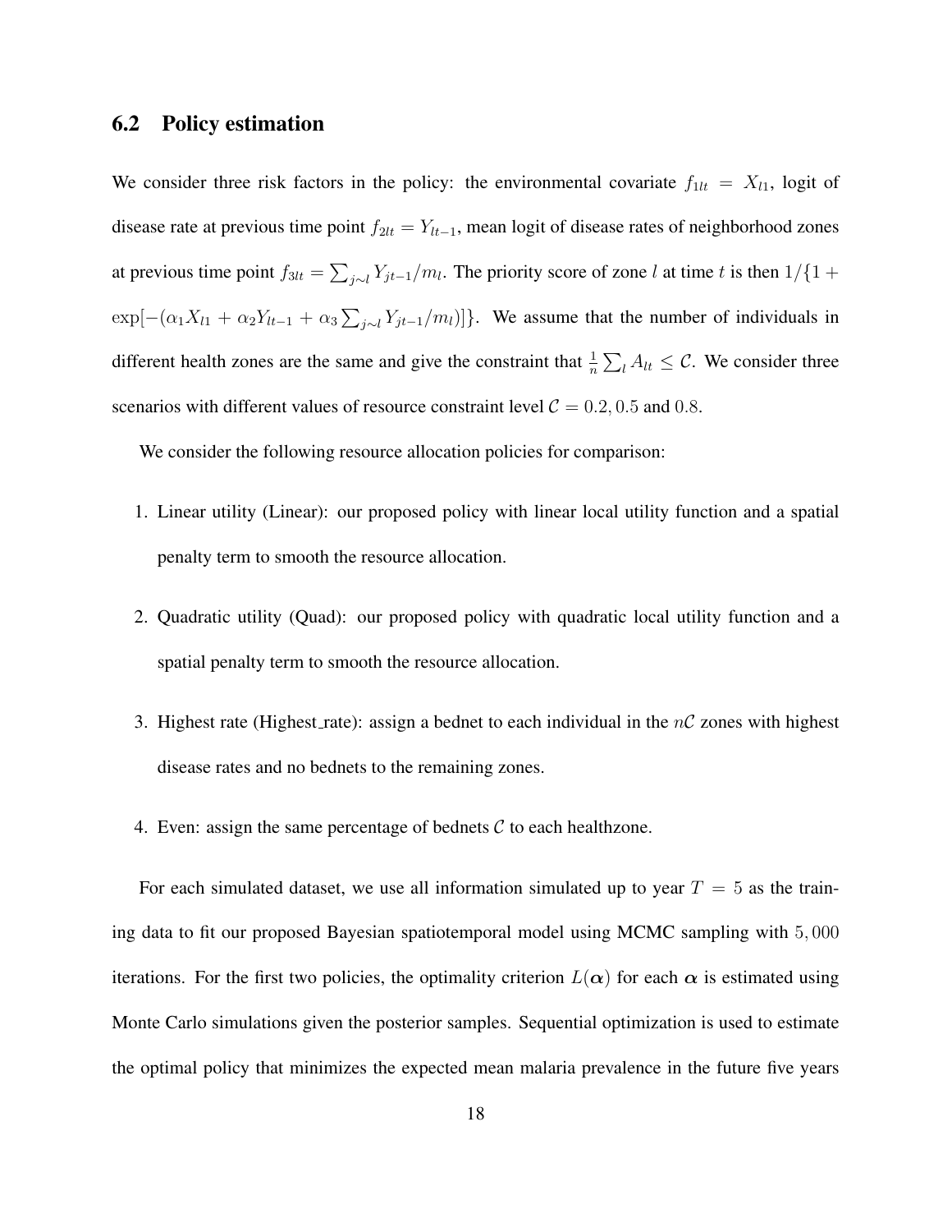## 6.2 Policy estimation

We consider three risk factors in the policy: the environmental covariate $f_{1lt} = X_{l1}$, logit of disease rate at previous time point $f_{2lt} = Y_{lt-1}$, mean logit of disease rates of neighborhood zones at previous time point $f_{3lt} = \sum_{j\sim l} Y_{jt-1}/m_l$. The priority score of zone $l$ at time $t$ is then $1/\{1 + \exp[-(\alpha_1 X_{l1} + \alpha_2 Y_{lt-1} + \alpha_3 \sum_{j\sim l} Y_{jt-1}/m_l)]\}$. We assume that the number of individuals in different health zones are the same and give the constraint that $\frac{1}{n}\sum_l A_{lt} \leq \mathcal{C}$. We consider three scenarios with different values of resource constraint level $\mathcal{C} = 0.2, 0.5$ and $0.8$.

We consider the following resource allocation policies for comparison:

1. Linear utility (Linear): our proposed policy with linear local utility function and a spatial penalty term to smooth the resource allocation.
2. Quadratic utility (Quad): our proposed policy with quadratic local utility function and a spatial penalty term to smooth the resource allocation.
3. Highest rate (Highest_rate): assign a bednet to each individual in the $n\mathcal{C}$ zones with highest disease rates and no bednets to the remaining zones.
4. Even: assign the same percentage of bednets $\mathcal{C}$ to each healthzone.

For each simulated dataset, we use all information simulated up to year $T = 5$ as the training data to fit our proposed Bayesian spatiotemporal model using MCMC sampling with $5,000$ iterations. For the first two policies, the optimality criterion $L(\boldsymbol{\alpha})$ for each $\boldsymbol{\alpha}$ is estimated using Monte Carlo simulations given the posterior samples. Sequential optimization is used to estimate the optimal policy that minimizes the expected mean malaria prevalence in the future five years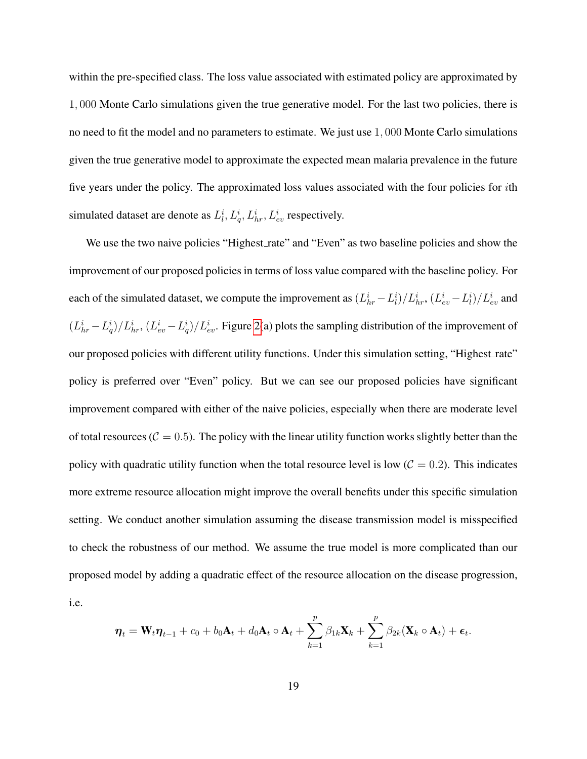within the pre-specified class. The loss value associated with estimated policy are approximated by $1,000$ Monte Carlo simulations given the true generative model. For the last two policies, there is no need to fit the model and no parameters to estimate. We just use $1,000$ Monte Carlo simulations given the true generative model to approximate the expected mean malaria prevalence in the future five years under the policy. The approximated loss values associated with the four policies for $i$th simulated dataset are denote as $L_l^i, L_q^i, L_{hr}^i, L_{ev}^i$ respectively.

We use the two naive policies "Highest_rate" and "Even" as two baseline policies and show the improvement of our proposed policies in terms of loss value compared with the baseline policy. For each of the simulated dataset, we compute the improvement as $(L_{hr}^i - L_l^i)/L_{hr}^i$, $(L_{ev}^i - L_l^i)/L_{ev}^i$ and $(L_{hr}^i - L_q^i)/L_{hr}^i$, $(L_{ev}^i - L_q^i)/L_{ev}^i$. Figure 2(a) plots the sampling distribution of the improvement of our proposed policies with different utility functions. Under this simulation setting, "Highest_rate" policy is preferred over "Even" policy. But we can see our proposed policies have significant improvement compared with either of the naive policies, especially when there are moderate level of total resources ($\mathcal{C} = 0.5$). The policy with the linear utility function works slightly better than the policy with quadratic utility function when the total resource level is low ($\mathcal{C} = 0.2$). This indicates more extreme resource allocation might improve the overall benefits under this specific simulation setting. We conduct another simulation assuming the disease transmission model is misspecified to check the robustness of our method. We assume the true model is more complicated than our proposed model by adding a quadratic effect of the resource allocation on the disease progression, i.e.

$$\boldsymbol{\eta}_t = \mathbf{W}_t \boldsymbol{\eta}_{t-1} + c_0 + b_0 \mathbf{A}_t + d_0 \mathbf{A}_t \circ \mathbf{A}_t + \sum_{k=1}^{p} \beta_{1k} \mathbf{X}_k + \sum_{k=1}^{p} \beta_{2k} (\mathbf{X}_k \circ \mathbf{A}_t) + \boldsymbol{\epsilon}_t.$$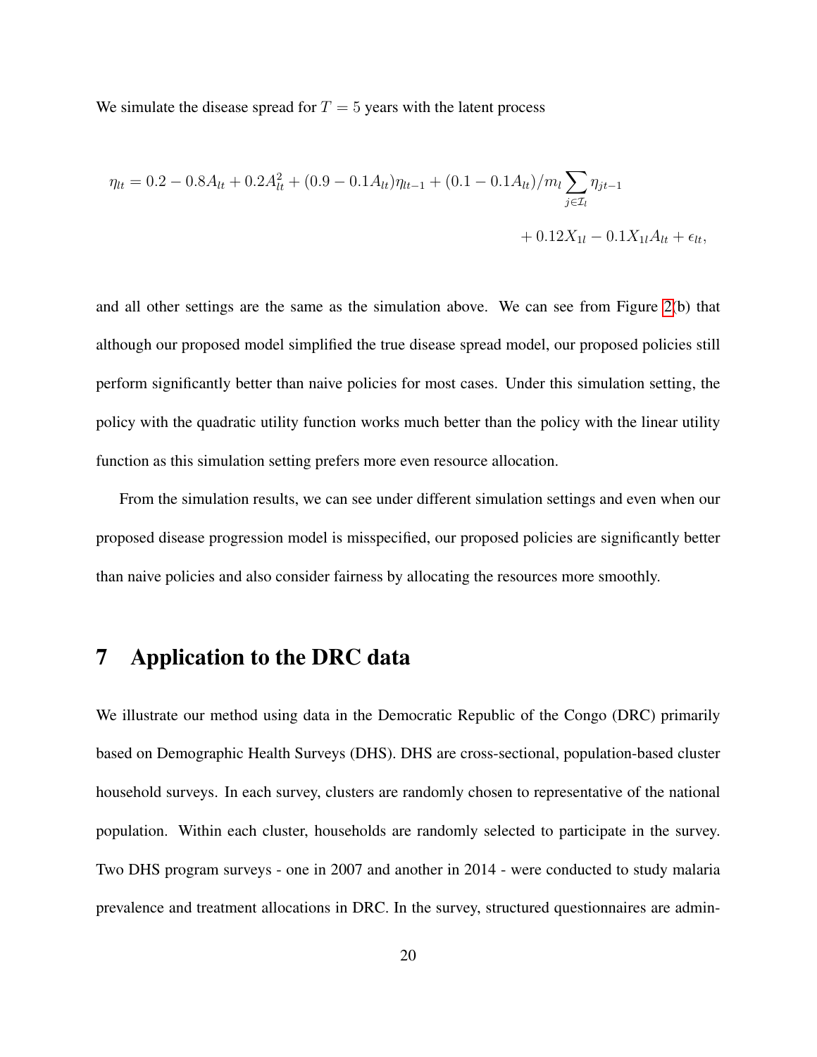We simulate the disease spread for $T = 5$ years with the latent process

$$
\begin{aligned}
\eta_{lt} = 0.2 - 0.8A_{lt} + 0.2A_{lt}^2 + (0.9 - 0.1A_{lt})\eta_{lt-1} + (0.1 - 0.1A_{lt})/m_l \sum_{j \in \mathcal{I}_l} \eta_{jt-1} \\
+ 0.12X_{1l} - 0.1X_{1l}A_{lt} + \epsilon_{lt},
\end{aligned}
$$

and all other settings are the same as the simulation above. We can see from Figure 2(b) that although our proposed model simplified the true disease spread model, our proposed policies still perform significantly better than naive policies for most cases. Under this simulation setting, the policy with the quadratic utility function works much better than the policy with the linear utility function as this simulation setting prefers more even resource allocation.

From the simulation results, we can see under different simulation settings and even when our proposed disease progression model is misspecified, our proposed policies are significantly better than naive policies and also consider fairness by allocating the resources more smoothly.

# 7 Application to the DRC data

We illustrate our method using data in the Democratic Republic of the Congo (DRC) primarily based on Demographic Health Surveys (DHS). DHS are cross-sectional, population-based cluster household surveys. In each survey, clusters are randomly chosen to representative of the national population. Within each cluster, households are randomly selected to participate in the survey. Two DHS program surveys - one in 2007 and another in 2014 - were conducted to study malaria prevalence and treatment allocations in DRC. In the survey, structured questionnaires are admin-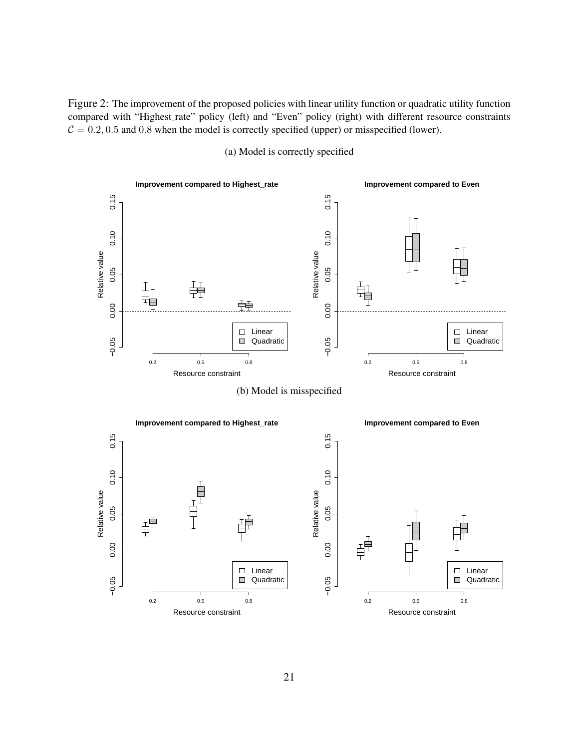Figure 2: The improvement of the proposed policies with linear utility function or quadratic utility function compared with "Highest_rate" policy (left) and "Even" policy (right) with different resource constraints $\mathcal{C} = 0.2, 0.5$ and $0.8$ when the model is correctly specified (upper) or misspecified (lower).

(a) Model is correctly specified

(b) Model is misspecified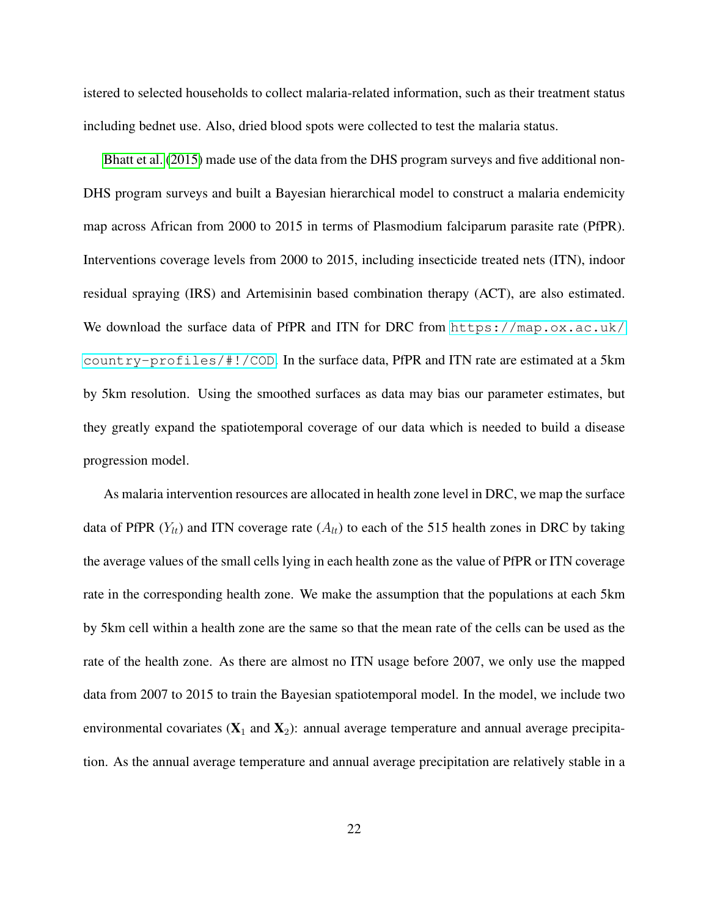istered to selected households to collect malaria-related information, such as their treatment status including bednet use. Also, dried blood spots were collected to test the malaria status.

Bhatt et al. (2015) made use of the data from the DHS program surveys and five additional non-DHS program surveys and built a Bayesian hierarchical model to construct a malaria endemicity map across African from 2000 to 2015 in terms of Plasmodium falciparum parasite rate (PfPR). Interventions coverage levels from 2000 to 2015, including insecticide treated nets (ITN), indoor residual spraying (IRS) and Artemisinin based combination therapy (ACT), are also estimated. We download the surface data of PfPR and ITN for DRC from `https://map.ox.ac.uk/country-profiles/#!/COD`. In the surface data, PfPR and ITN rate are estimated at a 5km by 5km resolution. Using the smoothed surfaces as data may bias our parameter estimates, but they greatly expand the spatiotemporal coverage of our data which is needed to build a disease progression model.

As malaria intervention resources are allocated in health zone level in DRC, we map the surface data of PfPR ($Y_{lt}$) and ITN coverage rate ($A_{lt}$) to each of the 515 health zones in DRC by taking the average values of the small cells lying in each health zone as the value of PfPR or ITN coverage rate in the corresponding health zone. We make the assumption that the populations at each 5km by 5km cell within a health zone are the same so that the mean rate of the cells can be used as the rate of the health zone. As there are almost no ITN usage before 2007, we only use the mapped data from 2007 to 2015 to train the Bayesian spatiotemporal model. In the model, we include two environmental covariates ($\mathbf{X}_1$ and $\mathbf{X}_2$): annual average temperature and annual average precipitation. As the annual average temperature and annual average precipitation are relatively stable in a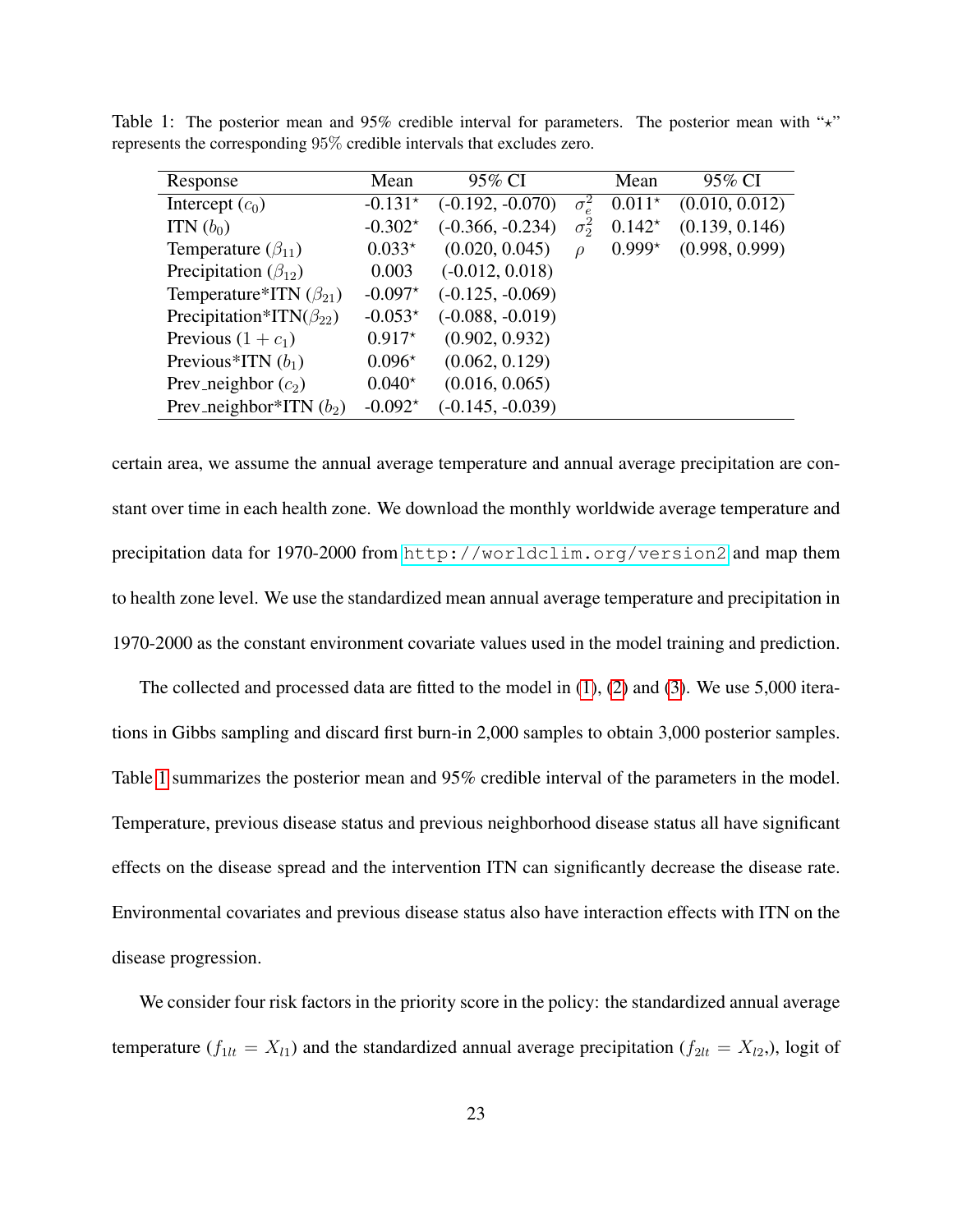Table 1: The posterior mean and 95% credible interval for parameters. The posterior mean with "$\star$" represents the corresponding 95% credible intervals that excludes zero.

| Response | Mean | 95% CI | | Mean | 95% CI |
|---|---|---|---|---|---|
| Intercept ($c_0$) | -0.131$^\star$ | (-0.192, -0.070) | $\sigma_e^2$ | 0.011$^\star$ | (0.010, 0.012) |
| ITN ($b_0$) | -0.302$^\star$ | (-0.366, -0.234) | $\sigma_2^2$ | 0.142$^\star$ | (0.139, 0.146) |
| Temperature ($\beta_{11}$) | 0.033$^\star$ | (0.020, 0.045) | $\rho$ | 0.999$^\star$ | (0.998, 0.999) |
| Precipitation ($\beta_{12}$) | 0.003 | (-0.012, 0.018) | | | |
| Temperature*ITN ($\beta_{21}$) | -0.097$^\star$ | (-0.125, -0.069) | | | |
| Precipitation*ITN($\beta_{22}$) | -0.053$^\star$ | (-0.088, -0.019) | | | |
| Previous ($1 + c_1$) | 0.917$^\star$ | (0.902, 0.932) | | | |
| Previous*ITN ($b_1$) | 0.096$^\star$ | (0.062, 0.129) | | | |
| Prev_neighbor ($c_2$) | 0.040$^\star$ | (0.016, 0.065) | | | |
| Prev_neighbor*ITN ($b_2$) | -0.092$^\star$ | (-0.145, -0.039) | | | |

certain area, we assume the annual average temperature and annual average precipitation are constant over time in each health zone. We download the monthly worldwide average temperature and precipitation data for 1970-2000 from http://worldclim.org/version2 and map them to health zone level. We use the standardized mean annual average temperature and precipitation in 1970-2000 as the constant environment covariate values used in the model training and prediction.

The collected and processed data are fitted to the model in (1), (2) and (3). We use 5,000 iterations in Gibbs sampling and discard first burn-in 2,000 samples to obtain 3,000 posterior samples. Table 1 summarizes the posterior mean and 95% credible interval of the parameters in the model. Temperature, previous disease status and previous neighborhood disease status all have significant effects on the disease spread and the intervention ITN can significantly decrease the disease rate. Environmental covariates and previous disease status also have interaction effects with ITN on the disease progression.

We consider four risk factors in the priority score in the policy: the standardized annual average temperature ($f_{1lt} = X_{l1}$) and the standardized annual average precipitation ($f_{2lt} = X_{l2}$,), logit of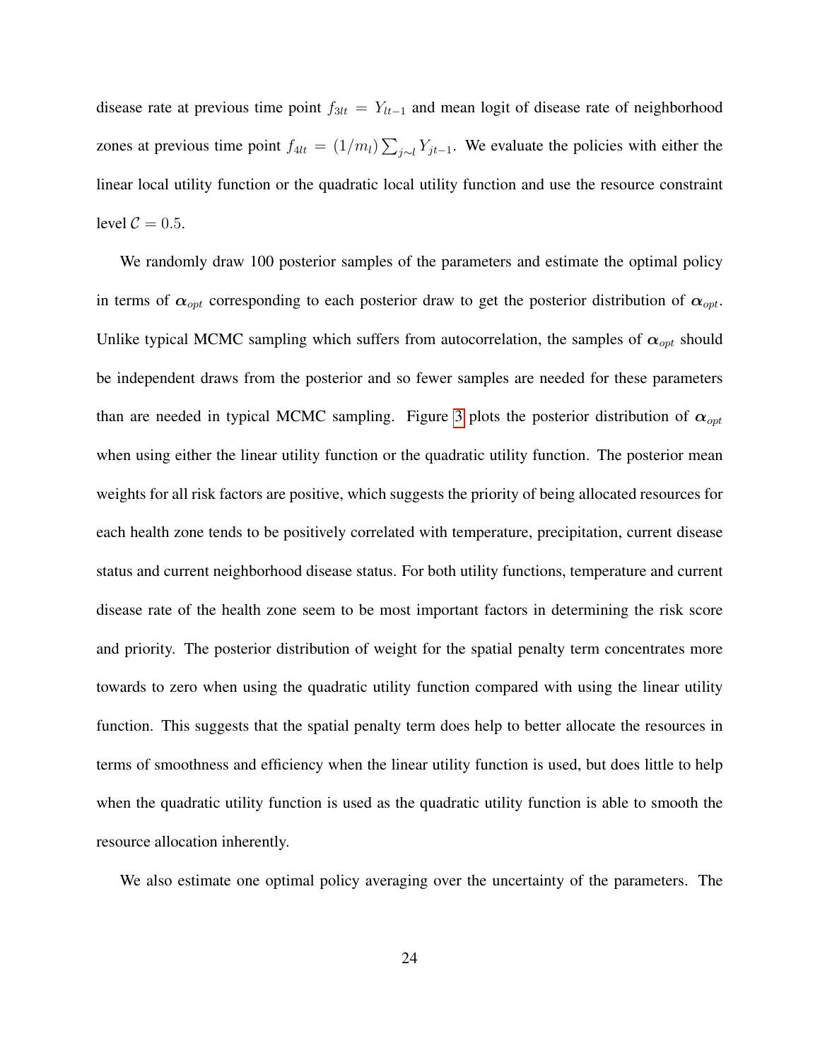disease rate at previous time point $f_{3lt} = Y_{lt-1}$ and mean logit of disease rate of neighborhood zones at previous time point $f_{4lt} = (1/m_l) \sum_{j \sim l} Y_{jt-1}$. We evaluate the policies with either the linear local utility function or the quadratic local utility function and use the resource constraint level $\mathcal{C} = 0.5$.

We randomly draw 100 posterior samples of the parameters and estimate the optimal policy in terms of $\boldsymbol{\alpha}_{opt}$ corresponding to each posterior draw to get the posterior distribution of $\boldsymbol{\alpha}_{opt}$. Unlike typical MCMC sampling which suffers from autocorrelation, the samples of $\boldsymbol{\alpha}_{opt}$ should be independent draws from the posterior and so fewer samples are needed for these parameters than are needed in typical MCMC sampling. Figure 3 plots the posterior distribution of $\boldsymbol{\alpha}_{opt}$ when using either the linear utility function or the quadratic utility function. The posterior mean weights for all risk factors are positive, which suggests the priority of being allocated resources for each health zone tends to be positively correlated with temperature, precipitation, current disease status and current neighborhood disease status. For both utility functions, temperature and current disease rate of the health zone seem to be most important factors in determining the risk score and priority. The posterior distribution of weight for the spatial penalty term concentrates more towards to zero when using the quadratic utility function compared with using the linear utility function. This suggests that the spatial penalty term does help to better allocate the resources in terms of smoothness and efficiency when the linear utility function is used, but does little to help when the quadratic utility function is used as the quadratic utility function is able to smooth the resource allocation inherently.

We also estimate one optimal policy averaging over the uncertainty of the parameters. The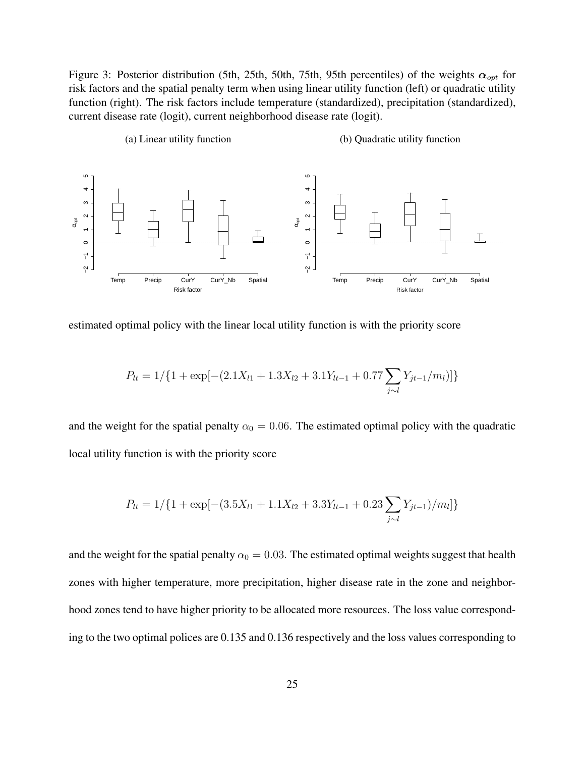Figure 3: Posterior distribution (5th, 25th, 50th, 75th, 95th percentiles) of the weights $\boldsymbol{\alpha}_{opt}$ for risk factors and the spatial penalty term when using linear utility function (left) or quadratic utility function (right). The risk factors include temperature (standardized), precipitation (standardized), current disease rate (logit), current neighborhood disease rate (logit).

(a) Linear utility function

(b) Quadratic utility function

estimated optimal policy with the linear local utility function is with the priority score

$$P_{lt} = 1/\{1 + \exp[-(2.1X_{l1} + 1.3X_{l2} + 3.1Y_{lt-1} + 0.77 \sum_{j \sim l} Y_{jt-1}/m_l)]\}$$

and the weight for the spatial penalty $\alpha_0 = 0.06$. The estimated optimal policy with the quadratic local utility function is with the priority score

$$P_{lt} = 1/\{1 + \exp[-(3.5X_{l1} + 1.1X_{l2} + 3.3Y_{lt-1} + 0.23 \sum_{j \sim l} Y_{jt-1})/m_l]\}$$

and the weight for the spatial penalty $\alpha_0 = 0.03$. The estimated optimal weights suggest that health zones with higher temperature, more precipitation, higher disease rate in the zone and neighborhood zones tend to have higher priority to be allocated more resources. The loss value corresponding to the two optimal polices are 0.135 and 0.136 respectively and the loss values corresponding to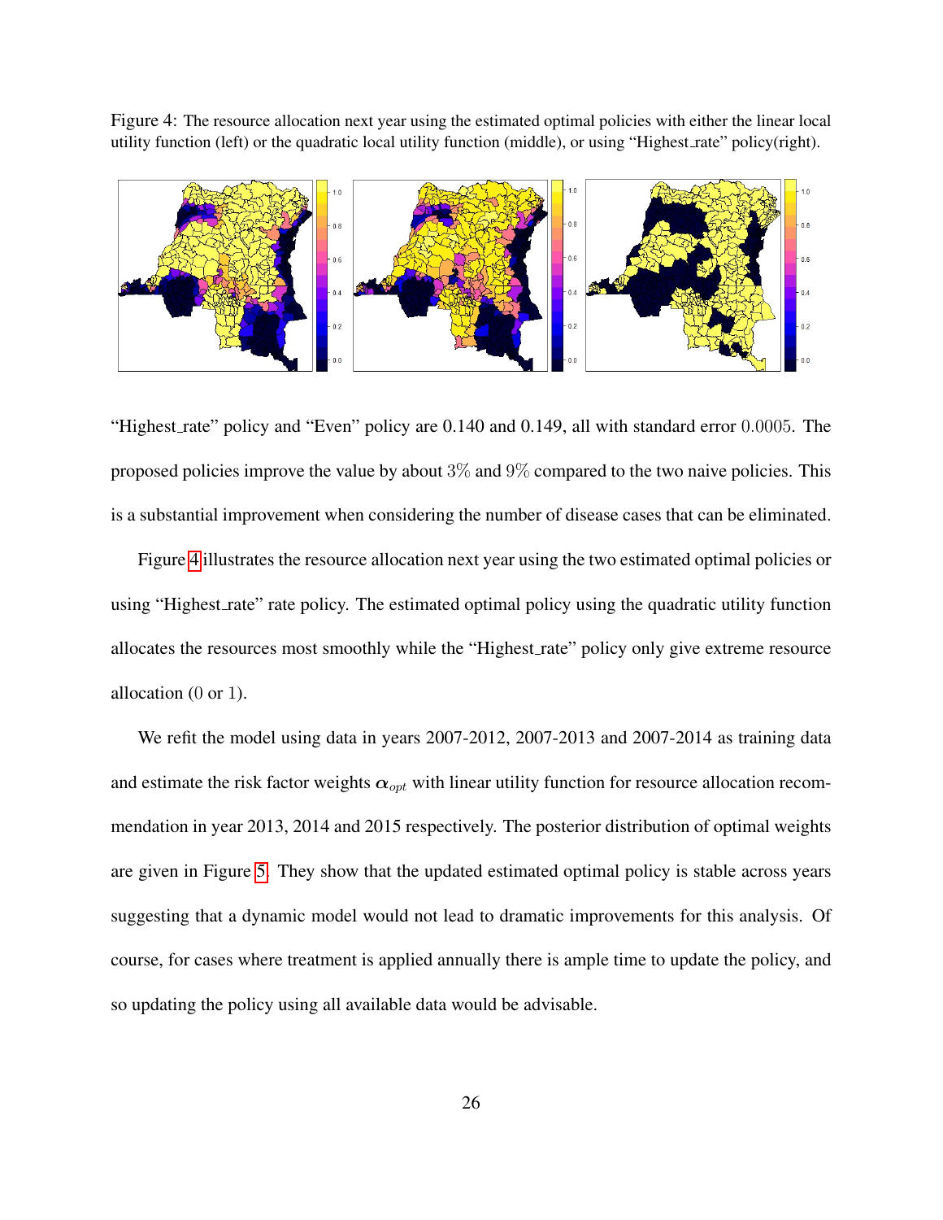Figure 4: The resource allocation next year using the estimated optimal policies with either the linear local utility function (left) or the quadratic local utility function (middle), or using "Highest_rate" policy(right).

"Highest_rate" policy and "Even" policy are 0.140 and 0.149, all with standard error $0.0005$. The proposed policies improve the value by about $3\%$ and $9\%$ compared to the two naive policies. This is a substantial improvement when considering the number of disease cases that can be eliminated.

Figure 4 illustrates the resource allocation next year using the two estimated optimal policies or using "Highest_rate" rate policy. The estimated optimal policy using the quadratic utility function allocates the resources most smoothly while the "Highest_rate" policy only give extreme resource allocation ($0$ or $1$).

We refit the model using data in years 2007-2012, 2007-2013 and 2007-2014 as training data and estimate the risk factor weights $\boldsymbol{\alpha}_{opt}$ with linear utility function for resource allocation recommendation in year 2013, 2014 and 2015 respectively. The posterior distribution of optimal weights are given in Figure 5. They show that the updated estimated optimal policy is stable across years suggesting that a dynamic model would not lead to dramatic improvements for this analysis. Of course, for cases where treatment is applied annually there is ample time to update the policy, and so updating the policy using all available data would be advisable.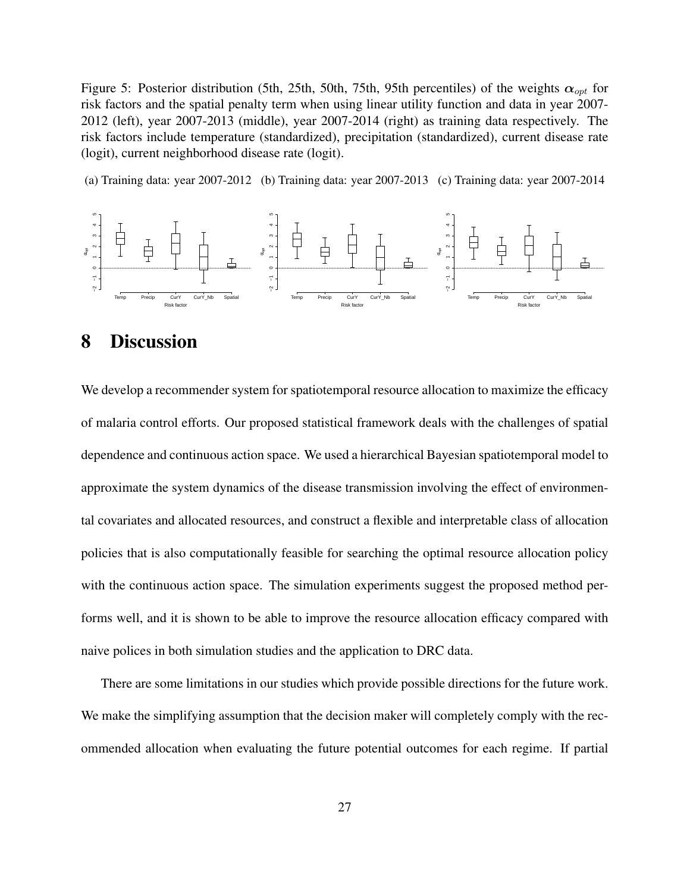Figure 5: Posterior distribution (5th, 25th, 50th, 75th, 95th percentiles) of the weights $\boldsymbol{\alpha}_{opt}$ for risk factors and the spatial penalty term when using linear utility function and data in year 2007-2012 (left), year 2007-2013 (middle), year 2007-2014 (right) as training data respectively. The risk factors include temperature (standardized), precipitation (standardized), current disease rate (logit), current neighborhood disease rate (logit).

(a) Training data: year 2007-2012 (b) Training data: year 2007-2013 (c) Training data: year 2007-2014

# 8 Discussion

We develop a recommender system for spatiotemporal resource allocation to maximize the efficacy of malaria control efforts. Our proposed statistical framework deals with the challenges of spatial dependence and continuous action space. We used a hierarchical Bayesian spatiotemporal model to approximate the system dynamics of the disease transmission involving the effect of environmental covariates and allocated resources, and construct a flexible and interpretable class of allocation policies that is also computationally feasible for searching the optimal resource allocation policy with the continuous action space. The simulation experiments suggest the proposed method performs well, and it is shown to be able to improve the resource allocation efficacy compared with naive polices in both simulation studies and the application to DRC data.

There are some limitations in our studies which provide possible directions for the future work. We make the simplifying assumption that the decision maker will completely comply with the recommended allocation when evaluating the future potential outcomes for each regime. If partial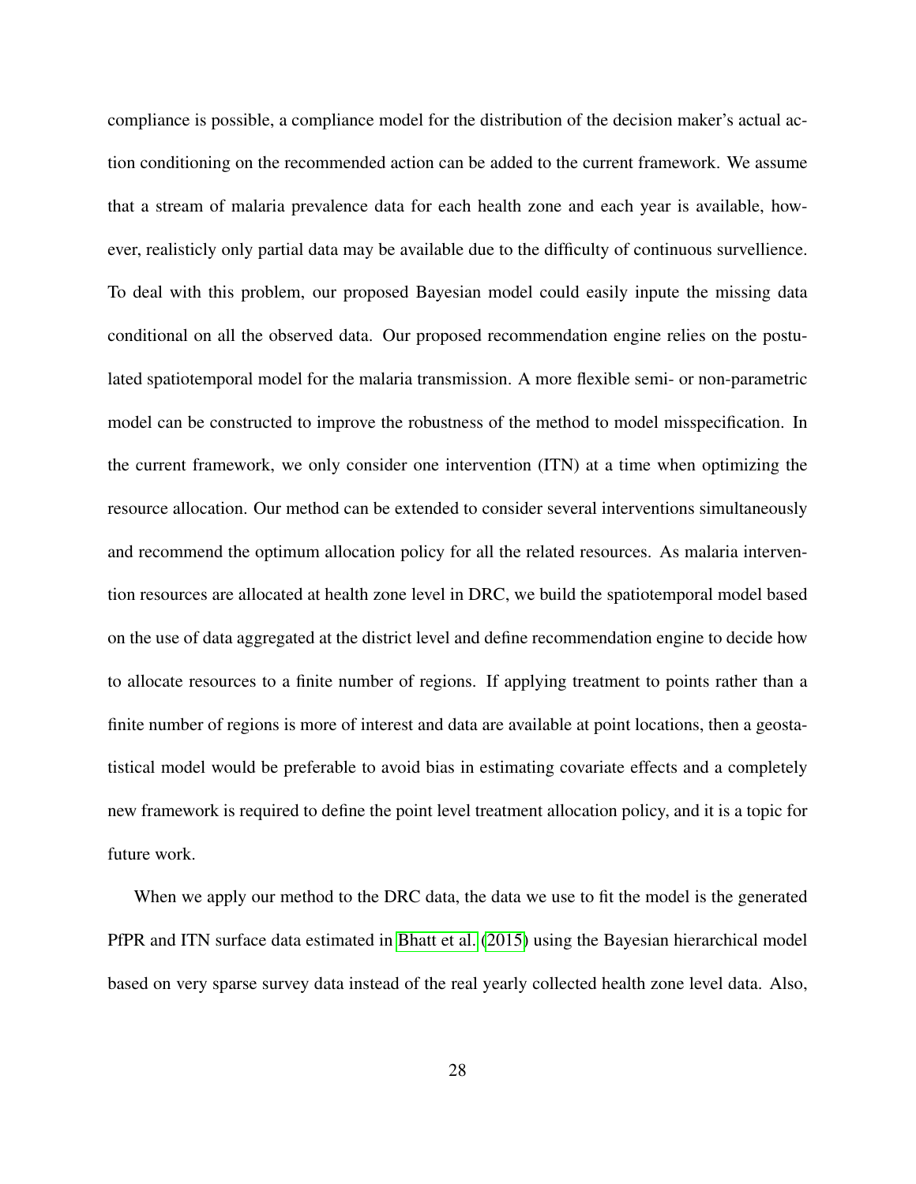compliance is possible, a compliance model for the distribution of the decision maker's actual action conditioning on the recommended action can be added to the current framework. We assume that a stream of malaria prevalence data for each health zone and each year is available, however, realisticly only partial data may be available due to the difficulty of continuous survellience. To deal with this problem, our proposed Bayesian model could easily inpute the missing data conditional on all the observed data. Our proposed recommendation engine relies on the postulated spatiotemporal model for the malaria transmission. A more flexible semi- or non-parametric model can be constructed to improve the robustness of the method to model misspecification. In the current framework, we only consider one intervention (ITN) at a time when optimizing the resource allocation. Our method can be extended to consider several interventions simultaneously and recommend the optimum allocation policy for all the related resources. As malaria intervention resources are allocated at health zone level in DRC, we build the spatiotemporal model based on the use of data aggregated at the district level and define recommendation engine to decide how to allocate resources to a finite number of regions. If applying treatment to points rather than a finite number of regions is more of interest and data are available at point locations, then a geostatistical model would be preferable to avoid bias in estimating covariate effects and a completely new framework is required to define the point level treatment allocation policy, and it is a topic for future work.

When we apply our method to the DRC data, the data we use to fit the model is the generated PfPR and ITN surface data estimated in Bhatt et al. (2015) using the Bayesian hierarchical model based on very sparse survey data instead of the real yearly collected health zone level data. Also,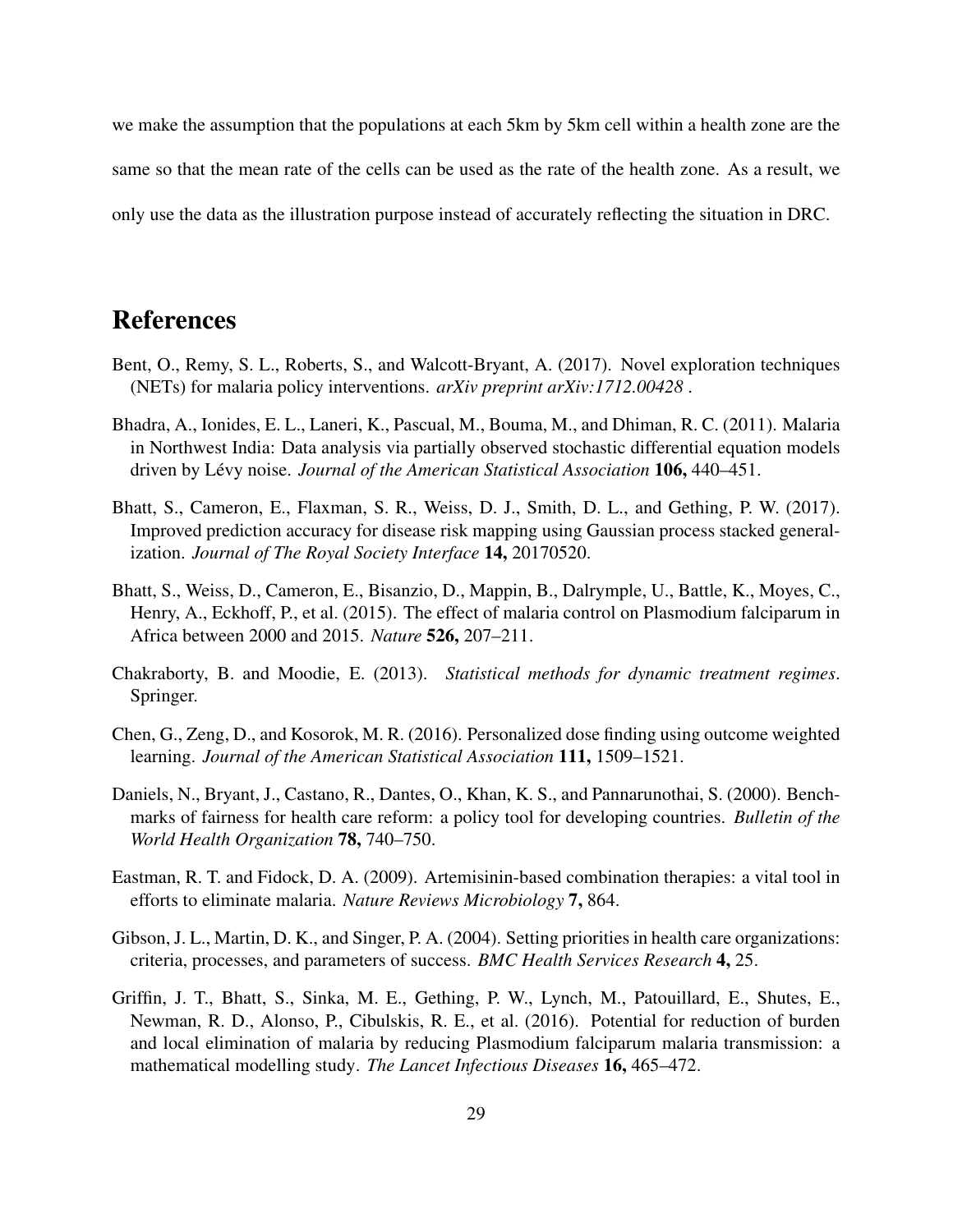we make the assumption that the populations at each 5km by 5km cell within a health zone are the same so that the mean rate of the cells can be used as the rate of the health zone. As a result, we only use the data as the illustration purpose instead of accurately reflecting the situation in DRC.

# References

Bent, O., Remy, S. L., Roberts, S., and Walcott-Bryant, A. (2017). Novel exploration techniques (NETs) for malaria policy interventions. *arXiv preprint arXiv:1712.00428* .

Bhadra, A., Ionides, E. L., Laneri, K., Pascual, M., Bouma, M., and Dhiman, R. C. (2011). Malaria in Northwest India: Data analysis via partially observed stochastic differential equation models driven by Lévy noise. *Journal of the American Statistical Association* **106,** 440–451.

Bhatt, S., Cameron, E., Flaxman, S. R., Weiss, D. J., Smith, D. L., and Gething, P. W. (2017). Improved prediction accuracy for disease risk mapping using Gaussian process stacked generalization. *Journal of The Royal Society Interface* **14,** 20170520.

Bhatt, S., Weiss, D., Cameron, E., Bisanzio, D., Mappin, B., Dalrymple, U., Battle, K., Moyes, C., Henry, A., Eckhoff, P., et al. (2015). The effect of malaria control on Plasmodium falciparum in Africa between 2000 and 2015. *Nature* **526,** 207–211.

Chakraborty, B. and Moodie, E. (2013). *Statistical methods for dynamic treatment regimes*. Springer.

Chen, G., Zeng, D., and Kosorok, M. R. (2016). Personalized dose finding using outcome weighted learning. *Journal of the American Statistical Association* **111,** 1509–1521.

Daniels, N., Bryant, J., Castano, R., Dantes, O., Khan, K. S., and Pannarunothai, S. (2000). Benchmarks of fairness for health care reform: a policy tool for developing countries. *Bulletin of the World Health Organization* **78,** 740–750.

Eastman, R. T. and Fidock, D. A. (2009). Artemisinin-based combination therapies: a vital tool in efforts to eliminate malaria. *Nature Reviews Microbiology* **7,** 864.

Gibson, J. L., Martin, D. K., and Singer, P. A. (2004). Setting priorities in health care organizations: criteria, processes, and parameters of success. *BMC Health Services Research* **4,** 25.

Griffin, J. T., Bhatt, S., Sinka, M. E., Gething, P. W., Lynch, M., Patouillard, E., Shutes, E., Newman, R. D., Alonso, P., Cibulskis, R. E., et al. (2016). Potential for reduction of burden and local elimination of malaria by reducing Plasmodium falciparum malaria transmission: a mathematical modelling study. *The Lancet Infectious Diseases* **16,** 465–472.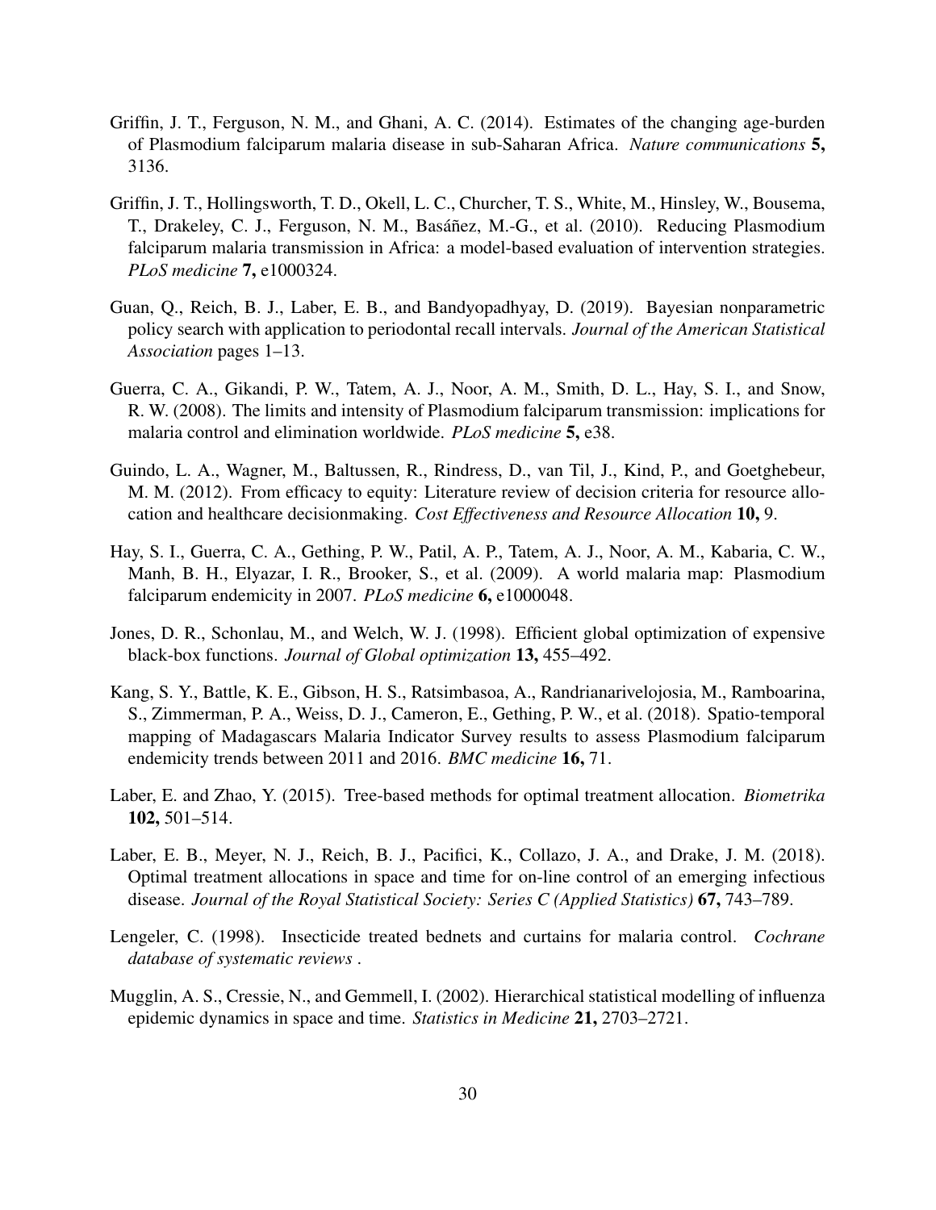Griffin, J. T., Ferguson, N. M., and Ghani, A. C. (2014). Estimates of the changing age-burden of Plasmodium falciparum malaria disease in sub-Saharan Africa. *Nature communications* **5,** 3136.

Griffin, J. T., Hollingsworth, T. D., Okell, L. C., Churcher, T. S., White, M., Hinsley, W., Bousema, T., Drakeley, C. J., Ferguson, N. M., Basáñez, M.-G., et al. (2010). Reducing Plasmodium falciparum malaria transmission in Africa: a model-based evaluation of intervention strategies. *PLoS medicine* **7,** e1000324.

Guan, Q., Reich, B. J., Laber, E. B., and Bandyopadhyay, D. (2019). Bayesian nonparametric policy search with application to periodontal recall intervals. *Journal of the American Statistical Association* pages 1–13.

Guerra, C. A., Gikandi, P. W., Tatem, A. J., Noor, A. M., Smith, D. L., Hay, S. I., and Snow, R. W. (2008). The limits and intensity of Plasmodium falciparum transmission: implications for malaria control and elimination worldwide. *PLoS medicine* **5,** e38.

Guindo, L. A., Wagner, M., Baltussen, R., Rindress, D., van Til, J., Kind, P., and Goetghebeur, M. M. (2012). From efficacy to equity: Literature review of decision criteria for resource allocation and healthcare decisionmaking. *Cost Effectiveness and Resource Allocation* **10,** 9.

Hay, S. I., Guerra, C. A., Gething, P. W., Patil, A. P., Tatem, A. J., Noor, A. M., Kabaria, C. W., Manh, B. H., Elyazar, I. R., Brooker, S., et al. (2009). A world malaria map: Plasmodium falciparum endemicity in 2007. *PLoS medicine* **6,** e1000048.

Jones, D. R., Schonlau, M., and Welch, W. J. (1998). Efficient global optimization of expensive black-box functions. *Journal of Global optimization* **13,** 455–492.

Kang, S. Y., Battle, K. E., Gibson, H. S., Ratsimbasoa, A., Randrianarivelojosia, M., Ramboarina, S., Zimmerman, P. A., Weiss, D. J., Cameron, E., Gething, P. W., et al. (2018). Spatio-temporal mapping of Madagascars Malaria Indicator Survey results to assess Plasmodium falciparum endemicity trends between 2011 and 2016. *BMC medicine* **16,** 71.

Laber, E. and Zhao, Y. (2015). Tree-based methods for optimal treatment allocation. *Biometrika* **102,** 501–514.

Laber, E. B., Meyer, N. J., Reich, B. J., Pacifici, K., Collazo, J. A., and Drake, J. M. (2018). Optimal treatment allocations in space and time for on-line control of an emerging infectious disease. *Journal of the Royal Statistical Society: Series C (Applied Statistics)* **67,** 743–789.

Lengeler, C. (1998). Insecticide treated bednets and curtains for malaria control. *Cochrane database of systematic reviews* .

Mugglin, A. S., Cressie, N., and Gemmell, I. (2002). Hierarchical statistical modelling of influenza epidemic dynamics in space and time. *Statistics in Medicine* **21,** 2703–2721.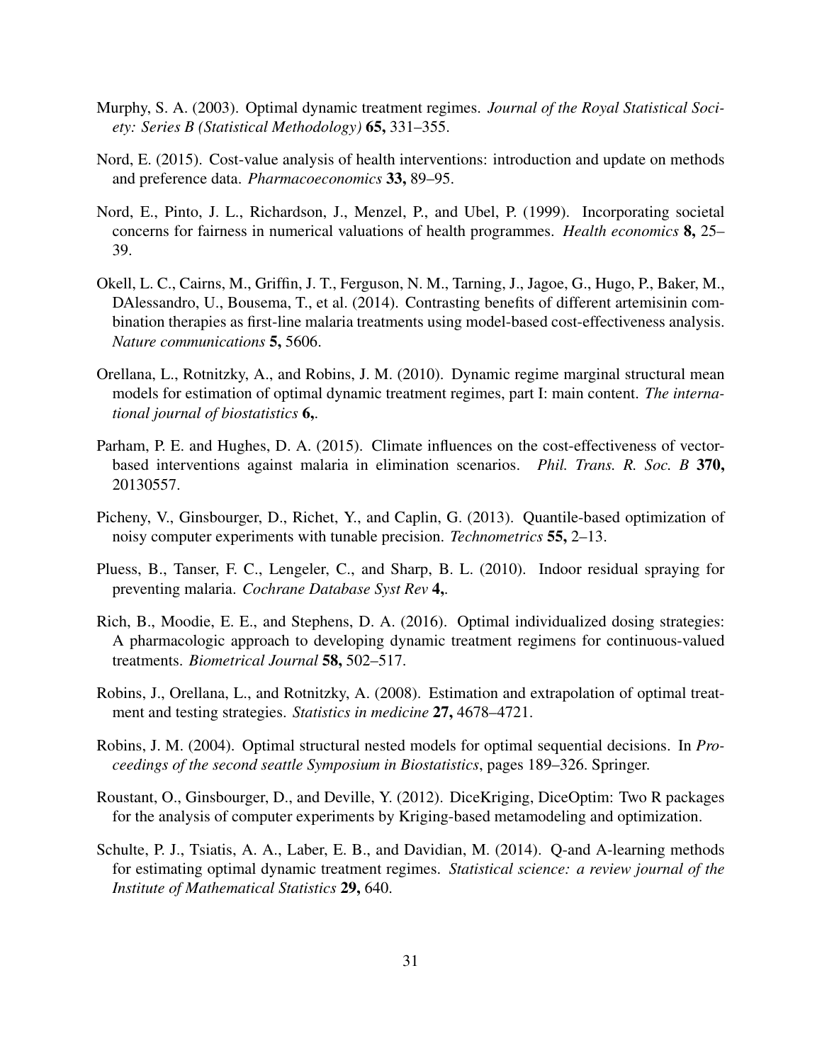Murphy, S. A. (2003). Optimal dynamic treatment regimes. *Journal of the Royal Statistical Society: Series B (Statistical Methodology)* **65,** 331–355.

Nord, E. (2015). Cost-value analysis of health interventions: introduction and update on methods and preference data. *Pharmacoeconomics* **33,** 89–95.

Nord, E., Pinto, J. L., Richardson, J., Menzel, P., and Ubel, P. (1999). Incorporating societal concerns for fairness in numerical valuations of health programmes. *Health economics* **8,** 25–39.

Okell, L. C., Cairns, M., Griffin, J. T., Ferguson, N. M., Tarning, J., Jagoe, G., Hugo, P., Baker, M., DAlessandro, U., Bousema, T., et al. (2014). Contrasting benefits of different artemisinin combination therapies as first-line malaria treatments using model-based cost-effectiveness analysis. *Nature communications* **5,** 5606.

Orellana, L., Rotnitzky, A., and Robins, J. M. (2010). Dynamic regime marginal structural mean models for estimation of optimal dynamic treatment regimes, part I: main content. *The international journal of biostatistics* **6,**.

Parham, P. E. and Hughes, D. A. (2015). Climate influences on the cost-effectiveness of vector-based interventions against malaria in elimination scenarios. *Phil. Trans. R. Soc. B* **370,** 20130557.

Picheny, V., Ginsbourger, D., Richet, Y., and Caplin, G. (2013). Quantile-based optimization of noisy computer experiments with tunable precision. *Technometrics* **55,** 2–13.

Pluess, B., Tanser, F. C., Lengeler, C., and Sharp, B. L. (2010). Indoor residual spraying for preventing malaria. *Cochrane Database Syst Rev* **4,**.

Rich, B., Moodie, E. E., and Stephens, D. A. (2016). Optimal individualized dosing strategies: A pharmacologic approach to developing dynamic treatment regimens for continuous-valued treatments. *Biometrical Journal* **58,** 502–517.

Robins, J., Orellana, L., and Rotnitzky, A. (2008). Estimation and extrapolation of optimal treatment and testing strategies. *Statistics in medicine* **27,** 4678–4721.

Robins, J. M. (2004). Optimal structural nested models for optimal sequential decisions. In *Proceedings of the second seattle Symposium in Biostatistics*, pages 189–326. Springer.

Roustant, O., Ginsbourger, D., and Deville, Y. (2012). DiceKriging, DiceOptim: Two R packages for the analysis of computer experiments by Kriging-based metamodeling and optimization.

Schulte, P. J., Tsiatis, A. A., Laber, E. B., and Davidian, M. (2014). Q-and A-learning methods for estimating optimal dynamic treatment regimes. *Statistical science: a review journal of the Institute of Mathematical Statistics* **29,** 640.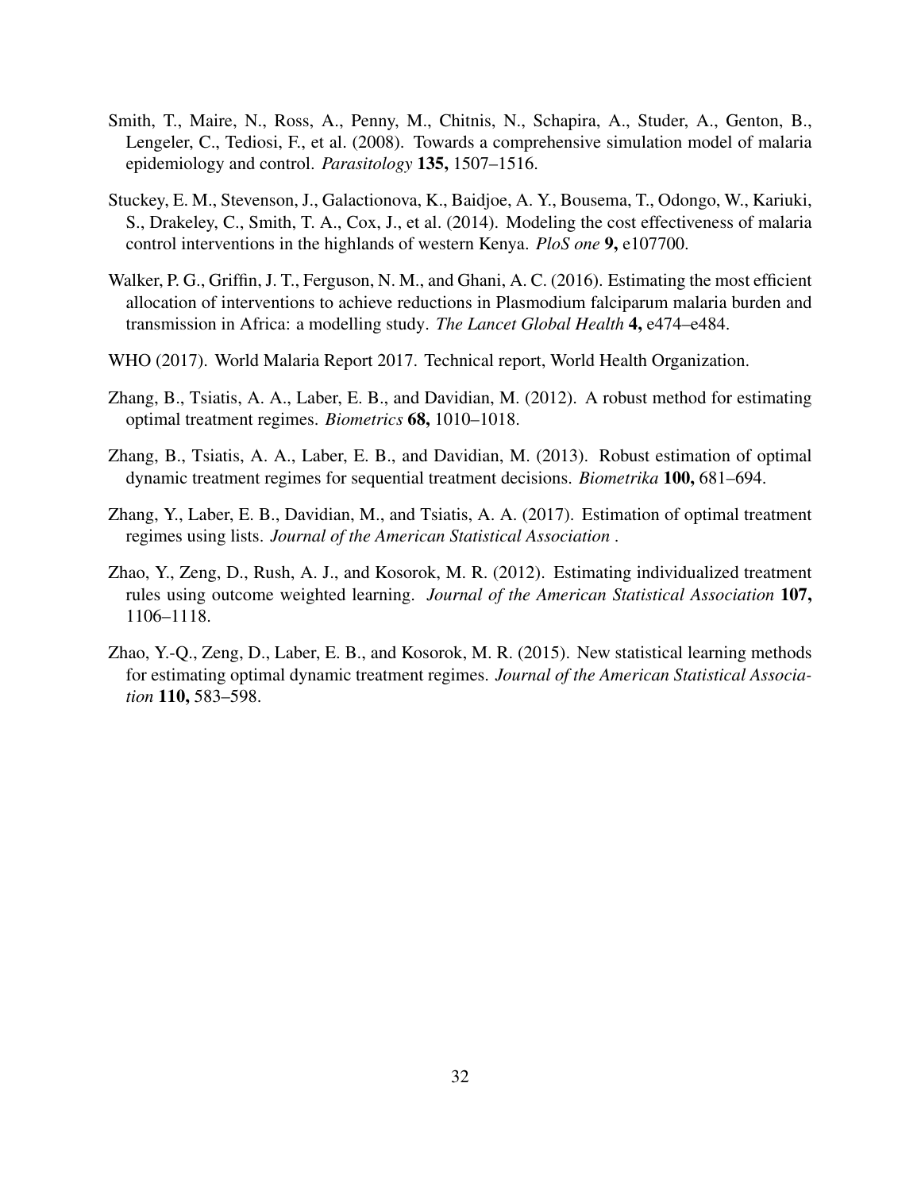Smith, T., Maire, N., Ross, A., Penny, M., Chitnis, N., Schapira, A., Studer, A., Genton, B., Lengeler, C., Tediosi, F., et al. (2008). Towards a comprehensive simulation model of malaria epidemiology and control. *Parasitology* **135,** 1507–1516.

Stuckey, E. M., Stevenson, J., Galactionova, K., Baidjoe, A. Y., Bousema, T., Odongo, W., Kariuki, S., Drakeley, C., Smith, T. A., Cox, J., et al. (2014). Modeling the cost effectiveness of malaria control interventions in the highlands of western Kenya. *PloS one* **9,** e107700.

Walker, P. G., Griffin, J. T., Ferguson, N. M., and Ghani, A. C. (2016). Estimating the most efficient allocation of interventions to achieve reductions in Plasmodium falciparum malaria burden and transmission in Africa: a modelling study. *The Lancet Global Health* **4,** e474–e484.

WHO (2017). World Malaria Report 2017. Technical report, World Health Organization.

Zhang, B., Tsiatis, A. A., Laber, E. B., and Davidian, M. (2012). A robust method for estimating optimal treatment regimes. *Biometrics* **68,** 1010–1018.

Zhang, B., Tsiatis, A. A., Laber, E. B., and Davidian, M. (2013). Robust estimation of optimal dynamic treatment regimes for sequential treatment decisions. *Biometrika* **100,** 681–694.

Zhang, Y., Laber, E. B., Davidian, M., and Tsiatis, A. A. (2017). Estimation of optimal treatment regimes using lists. *Journal of the American Statistical Association* .

Zhao, Y., Zeng, D., Rush, A. J., and Kosorok, M. R. (2012). Estimating individualized treatment rules using outcome weighted learning. *Journal of the American Statistical Association* **107,** 1106–1118.

Zhao, Y.-Q., Zeng, D., Laber, E. B., and Kosorok, M. R. (2015). New statistical learning methods for estimating optimal dynamic treatment regimes. *Journal of the American Statistical Association* **110,** 583–598.